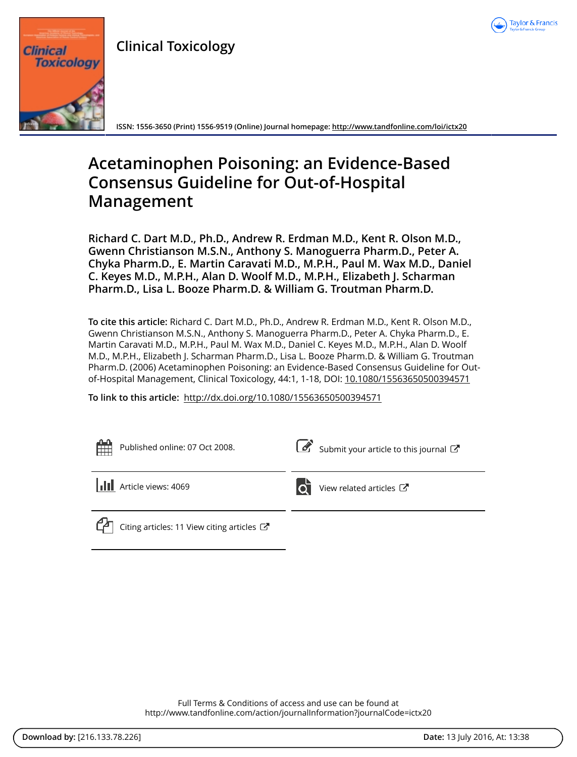# Clinical Toxicology

ISSN: 1556-3650 (Print) 1556-9519 (Online) Journal homepage: http://www.tandfonline.com/loi/ictx20

# Acetaminophen Poisoning: an Evidence-Based Consensus Guideline for Out-of-Hospital Management

**Richard C. Dart M.D., Ph.D., Andrew R. Erdman M.D., Kent R. Olson M.D., Gwenn Christianson M.S.N., Anthony S. Manoguerra Pharm.D., Peter A. Chyka Pharm.D., E. Martin Caravati M.D., M.P.H., Paul M. Wax M.D., Daniel C. Keyes M.D., M.P.H., Alan D. Woolf M.D., M.P.H., Elizabeth J. Scharman Pharm.D., Lisa L. Booze Pharm.D. & William G. Troutman Pharm.D.**

**To cite this article:** Richard C. Dart M.D., Ph.D., Andrew R. Erdman M.D., Kent R. Olson M.D., Gwenn Christianson M.S.N., Anthony S. Manoguerra Pharm.D., Peter A. Chyka Pharm.D., E. Martin Caravati M.D., M.P.H., Paul M. Wax M.D., Daniel C. Keyes M.D., M.P.H., Alan D. Woolf M.D., M.P.H., Elizabeth J. Scharman Pharm.D., Lisa L. Booze Pharm.D. & William G. Troutman Pharm.D. (2006) Acetaminophen Poisoning: an Evidence-Based Consensus Guideline for Out-of-Hospital Management, Clinical Toxicology, 44:1, 1-18, DOI: 10.1080/15563650500394571

**To link to this article:** http://dx.doi.org/10.1080/15563650500394571

Published online: 07 Oct 2008.

Submit your article to this journal

Article views: 4069

View related articles

Citing articles: 11 View citing articles

Full Terms & Conditions of access and use can be found at
http://www.tandfonline.com/action/journalInformation?journalCode=ictx20

**Download by:** [216.133.78.226] **Date:** 13 July 2016, At: 13:38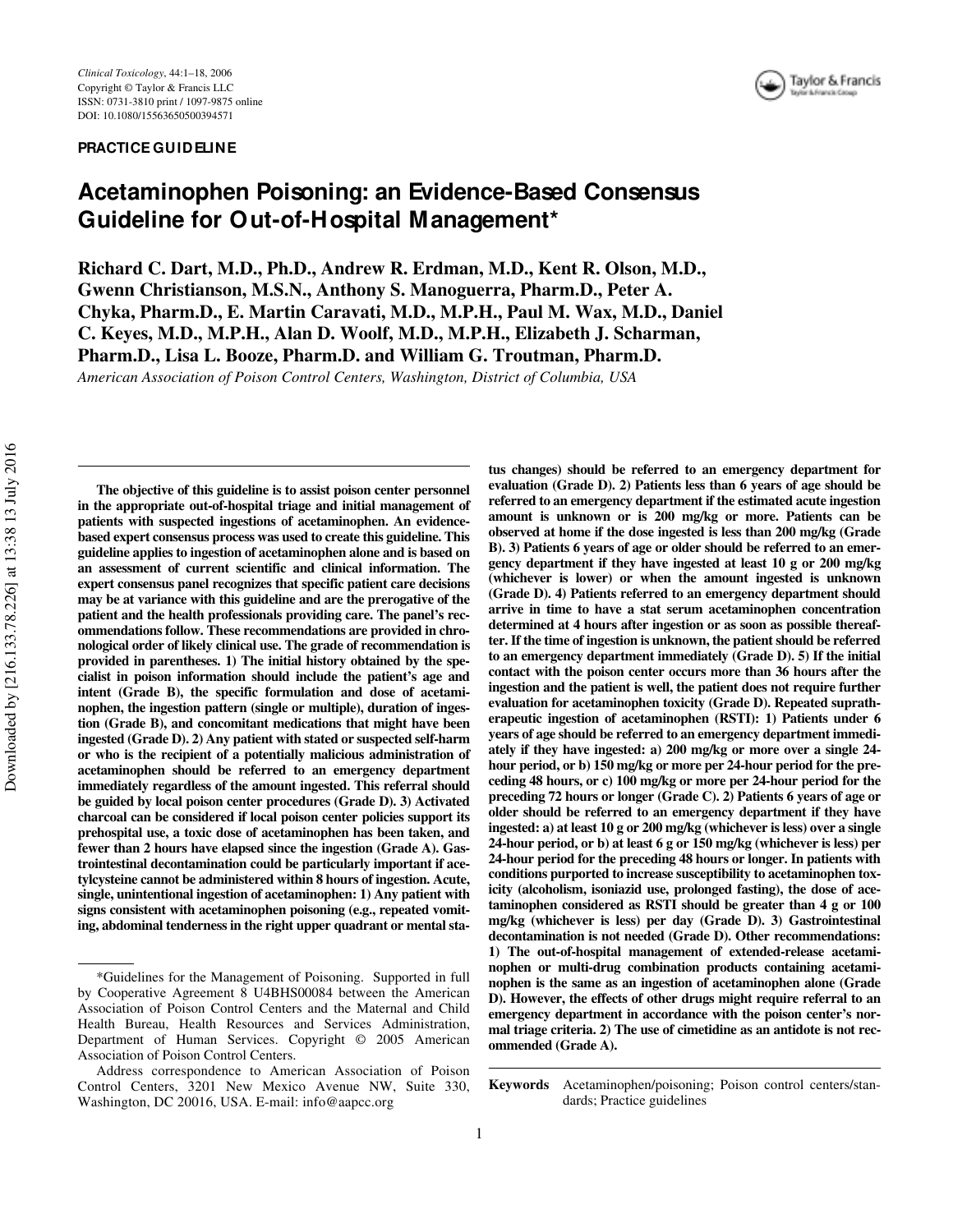PRACTICE GUIDELINE

# Acetaminophen Poisoning: an Evidence-Based Consensus Guideline for Out-of-Hospital Management*

**Richard C. Dart, M.D., Ph.D., Andrew R. Erdman, M.D., Kent R. Olson, M.D., Gwenn Christianson, M.S.N., Anthony S. Manoguerra, Pharm.D., Peter A. Chyka, Pharm.D., E. Martin Caravati, M.D., M.P.H., Paul M. Wax, M.D., Daniel C. Keyes, M.D., M.P.H., Alan D. Woolf, M.D., M.P.H., Elizabeth J. Scharman, Pharm.D., Lisa L. Booze, Pharm.D. and William G. Troutman, Pharm.D.**

*American Association of Poison Control Centers, Washington, District of Columbia, USA*

**The objective of this guideline is to assist poison center personnel in the appropriate out-of-hospital triage and initial management of patients with suspected ingestions of acetaminophen. An evidence-based expert consensus process was used to create this guideline. This guideline applies to ingestion of acetaminophen alone and is based on an assessment of current scientific and clinical information. The expert consensus panel recognizes that specific patient care decisions may be at variance with this guideline and are the prerogative of the patient and the health professionals providing care. The panel's recommendations follow. These recommendations are provided in chronological order of likely clinical use. The grade of recommendation is provided in parentheses. 1) The initial history obtained by the specialist in poison information should include the patient's age and intent (Grade B), the specific formulation and dose of acetaminophen, the ingestion pattern (single or multiple), duration of ingestion (Grade B), and concomitant medications that might have been ingested (Grade D). 2) Any patient with stated or suspected self-harm or who is the recipient of a potentially malicious administration of acetaminophen should be referred to an emergency department immediately regardless of the amount ingested. This referral should be guided by local poison center procedures (Grade D). 3) Activated charcoal can be considered if local poison center policies support its prehospital use, a toxic dose of acetaminophen has been taken, and fewer than 2 hours have elapsed since the ingestion (Grade A). Gastrointestinal decontamination could be particularly important if acetylcysteine cannot be administered within 8 hours of ingestion. Acute, single, unintentional ingestion of acetaminophen: 1) Any patient with signs consistent with acetaminophen poisoning (e.g., repeated vomiting, abdominal tenderness in the right upper quadrant or mental status changes) should be referred to an emergency department for evaluation (Grade D). 2) Patients less than 6 years of age should be referred to an emergency department if the estimated acute ingestion amount is unknown or is 200 mg/kg or more. Patients can be observed at home if the dose ingested is less than 200 mg/kg (Grade B). 3) Patients 6 years of age or older should be referred to an emergency department if they have ingested at least 10 g or 200 mg/kg (whichever is lower) or when the amount ingested is unknown (Grade D). 4) Patients referred to an emergency department should arrive in time to have a stat serum acetaminophen concentration determined at 4 hours after ingestion or as soon as possible thereafter. If the time of ingestion is unknown, the patient should be referred to an emergency department immediately (Grade D). 5) If the initial contact with the poison center occurs more than 36 hours after the ingestion and the patient is well, the patient does not require further evaluation for acetaminophen toxicity (Grade D). Repeated supratherapeutic ingestion of acetaminophen (RSTI): 1) Patients under 6 years of age should be referred to an emergency department immediately if they have ingested: a) 200 mg/kg or more over a single 24-hour period, or b) 150 mg/kg or more per 24-hour period for the preceding 48 hours, or c) 100 mg/kg or more per 24-hour period for the preceding 72 hours or longer (Grade C). 2) Patients 6 years of age or older should be referred to an emergency department if they have ingested: a) at least 10 g or 200 mg/kg (whichever is less) over a single 24-hour period, or b) at least 6 g or 150 mg/kg (whichever is less) per 24-hour period for the preceding 48 hours or longer. In patients with conditions purported to increase susceptibility to acetaminophen toxicity (alcoholism, isoniazid use, prolonged fasting), the dose of acetaminophen considered as RSTI should be greater than 4 g or 100 mg/kg (whichever is less) per day (Grade D). 3) Gastrointestinal decontamination is not needed (Grade D). Other recommendations: 1) The out-of-hospital management of extended-release acetaminophen or multi-drug combination products containing acetaminophen is the same as an ingestion of acetaminophen alone (Grade D). However, the effects of other drugs might require referral to an emergency department in accordance with the poison center's normal triage criteria. 2) The use of cimetidine as an antidote is not recommended (Grade A).**

**Keywords** Acetaminophen/poisoning; Poison control centers/standards; Practice guidelines

---

*Guidelines for the Management of Poisoning. Supported in full by Cooperative Agreement 8 U4BHS00084 between the American Association of Poison Control Centers and the Maternal and Child Health Bureau, Health Resources and Services Administration, Department of Human Services. Copyright © 2005 American Association of Poison Control Centers.

Address correspondence to American Association of Poison Control Centers, 3201 New Mexico Avenue NW, Suite 330, Washington, DC 20016, USA. E-mail: info@aapcc.org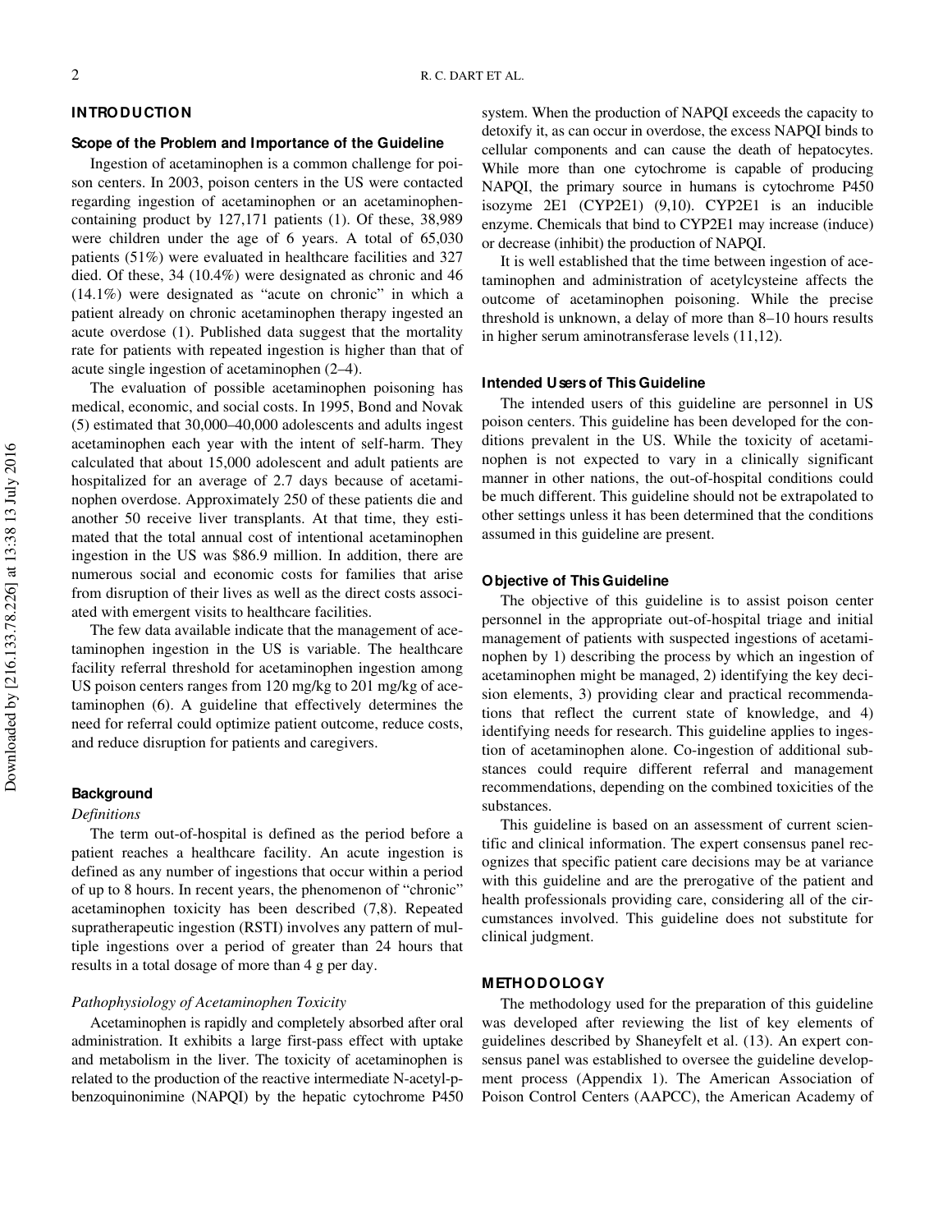## INTRODUCTION

### Scope of the Problem and Importance of the Guideline

Ingestion of acetaminophen is a common challenge for poison centers. In 2003, poison centers in the US were contacted regarding ingestion of acetaminophen or an acetaminophen-containing product by 127,171 patients (1). Of these, 38,989 were children under the age of 6 years. A total of 65,030 patients (51%) were evaluated in healthcare facilities and 327 died. Of these, 34 (10.4%) were designated as chronic and 46 (14.1%) were designated as "acute on chronic" in which a patient already on chronic acetaminophen therapy ingested an acute overdose (1). Published data suggest that the mortality rate for patients with repeated ingestion is higher than that of acute single ingestion of acetaminophen (2–4).

The evaluation of possible acetaminophen poisoning has medical, economic, and social costs. In 1995, Bond and Novak (5) estimated that 30,000–40,000 adolescents and adults ingest acetaminophen each year with the intent of self-harm. They calculated that about 15,000 adolescent and adult patients are hospitalized for an average of 2.7 days because of acetaminophen overdose. Approximately 250 of these patients die and another 50 receive liver transplants. At that time, they estimated that the total annual cost of intentional acetaminophen ingestion in the US was $86.9 million. In addition, there are numerous social and economic costs for families that arise from disruption of their lives as well as the direct costs associated with emergent visits to healthcare facilities.

The few data available indicate that the management of acetaminophen ingestion in the US is variable. The healthcare facility referral threshold for acetaminophen ingestion among US poison centers ranges from 120 mg/kg to 201 mg/kg of acetaminophen (6). A guideline that effectively determines the need for referral could optimize patient outcome, reduce costs, and reduce disruption for patients and caregivers.

### Background

*Definitions*

The term out-of-hospital is defined as the period before a patient reaches a healthcare facility. An acute ingestion is defined as any number of ingestions that occur within a period of up to 8 hours. In recent years, the phenomenon of "chronic" acetaminophen toxicity has been described (7,8). Repeated supratherapeutic ingestion (RSTI) involves any pattern of multiple ingestions over a period of greater than 24 hours that results in a total dosage of more than 4 g per day.

*Pathophysiology of Acetaminophen Toxicity*

Acetaminophen is rapidly and completely absorbed after oral administration. It exhibits a large first-pass effect with uptake and metabolism in the liver. The toxicity of acetaminophen is related to the production of the reactive intermediate N-acetyl-p-benzoquinonimine (NAPQI) by the hepatic cytochrome P450 system. When the production of NAPQI exceeds the capacity to detoxify it, as can occur in overdose, the excess NAPQI binds to cellular components and can cause the death of hepatocytes. While more than one cytochrome is capable of producing NAPQI, the primary source in humans is cytochrome P450 isozyme 2E1 (CYP2E1) (9,10). CYP2E1 is an inducible enzyme. Chemicals that bind to CYP2E1 may increase (induce) or decrease (inhibit) the production of NAPQI.

It is well established that the time between ingestion of acetaminophen and administration of acetylcysteine affects the outcome of acetaminophen poisoning. While the precise threshold is unknown, a delay of more than 8–10 hours results in higher serum aminotransferase levels (11,12).

### Intended Users of This Guideline

The intended users of this guideline are personnel in US poison centers. This guideline has been developed for the conditions prevalent in the US. While the toxicity of acetaminophen is not expected to vary in a clinically significant manner in other nations, the out-of-hospital conditions could be much different. This guideline should not be extrapolated to other settings unless it has been determined that the conditions assumed in this guideline are present.

### Objective of This Guideline

The objective of this guideline is to assist poison center personnel in the appropriate out-of-hospital triage and initial management of patients with suspected ingestions of acetaminophen by 1) describing the process by which an ingestion of acetaminophen might be managed, 2) identifying the key decision elements, 3) providing clear and practical recommendations that reflect the current state of knowledge, and 4) identifying needs for research. This guideline applies to ingestion of acetaminophen alone. Co-ingestion of additional substances could require different referral and management recommendations, depending on the combined toxicities of the substances.

This guideline is based on an assessment of current scientific and clinical information. The expert consensus panel recognizes that specific patient care decisions may be at variance with this guideline and are the prerogative of the patient and health professionals providing care, considering all of the circumstances involved. This guideline does not substitute for clinical judgment.

## METHODOLOGY

The methodology used for the preparation of this guideline was developed after reviewing the list of key elements of guidelines described by Shaneyfelt et al. (13). An expert consensus panel was established to oversee the guideline development process (Appendix 1). The American Association of Poison Control Centers (AAPCC), the American Academy of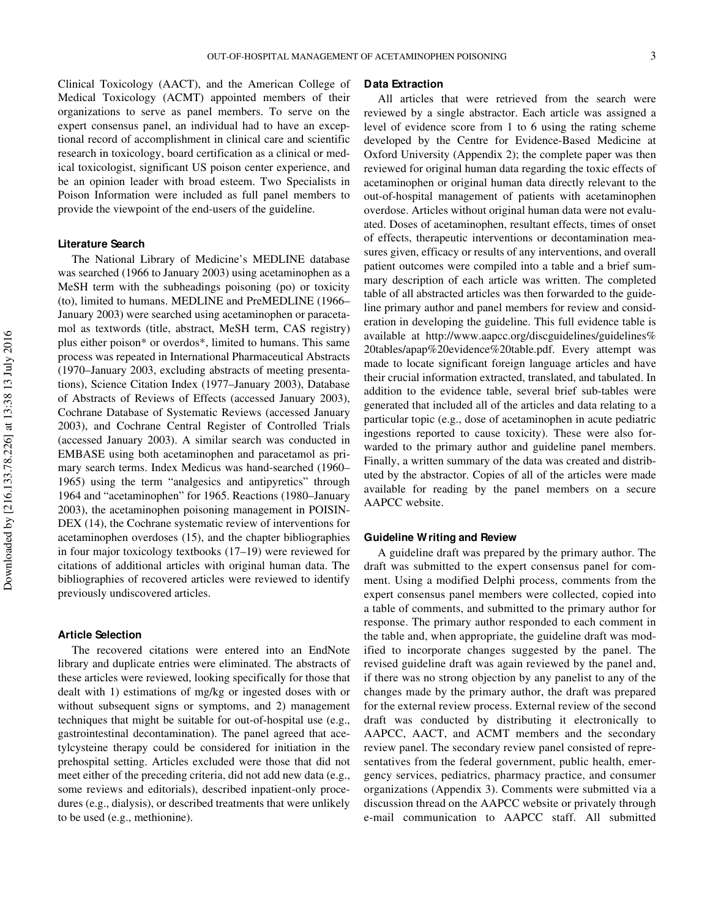Clinical Toxicology (AACT), and the American College of Medical Toxicology (ACMT) appointed members of their organizations to serve as panel members. To serve on the expert consensus panel, an individual had to have an exceptional record of accomplishment in clinical care and scientific research in toxicology, board certification as a clinical or medical toxicologist, significant US poison center experience, and be an opinion leader with broad esteem. Two Specialists in Poison Information were included as full panel members to provide the viewpoint of the end-users of the guideline.

### Literature Search

The National Library of Medicine's MEDLINE database was searched (1966 to January 2003) using acetaminophen as a MeSH term with the subheadings poisoning (po) or toxicity (to), limited to humans. MEDLINE and PreMEDLINE (1966–January 2003) were searched using acetaminophen or paracetamol as textwords (title, abstract, MeSH term, CAS registry) plus either poison* or overdos*, limited to humans. This same process was repeated in International Pharmaceutical Abstracts (1970–January 2003, excluding abstracts of meeting presentations), Science Citation Index (1977–January 2003), Database of Abstracts of Reviews of Effects (accessed January 2003), Cochrane Database of Systematic Reviews (accessed January 2003), and Cochrane Central Register of Controlled Trials (accessed January 2003). A similar search was conducted in EMBASE using both acetaminophen and paracetamol as primary search terms. Index Medicus was hand-searched (1960–1965) using the term "analgesics and antipyretics" through 1964 and "acetaminophen" for 1965. Reactions (1980–January 2003), the acetaminophen poisoning management in POISINDEX (14), the Cochrane systematic review of interventions for acetaminophen overdoses (15), and the chapter bibliographies in four major toxicology textbooks (17–19) were reviewed for citations of additional articles with original human data. The bibliographies of recovered articles were reviewed to identify previously undiscovered articles.

### Article Selection

The recovered citations were entered into an EndNote library and duplicate entries were eliminated. The abstracts of these articles were reviewed, looking specifically for those that dealt with 1) estimations of mg/kg or ingested doses with or without subsequent signs or symptoms, and 2) management techniques that might be suitable for out-of-hospital use (e.g., gastrointestinal decontamination). The panel agreed that acetylcysteine therapy could be considered for initiation in the prehospital setting. Articles excluded were those that did not meet either of the preceding criteria, did not add new data (e.g., some reviews and editorials), described inpatient-only procedures (e.g., dialysis), or described treatments that were unlikely to be used (e.g., methionine).

### Data Extraction

All articles that were retrieved from the search were reviewed by a single abstractor. Each article was assigned a level of evidence score from 1 to 6 using the rating scheme developed by the Centre for Evidence-Based Medicine at Oxford University (Appendix 2); the complete paper was then reviewed for original human data regarding the toxic effects of acetaminophen or original human data directly relevant to the out-of-hospital management of patients with acetaminophen overdose. Articles without original human data were not evaluated. Doses of acetaminophen, resultant effects, times of onset of effects, therapeutic interventions or decontamination measures given, efficacy or results of any interventions, and overall patient outcomes were compiled into a table and a brief summary description of each article was written. The completed table of all abstracted articles was then forwarded to the guideline primary author and panel members for review and consideration in developing the guideline. This full evidence table is available at http://www.aapcc.org/discguidelines/guidelines%20tables/apap%20evidence%20table.pdf. Every attempt was made to locate significant foreign language articles and have their crucial information extracted, translated, and tabulated. In addition to the evidence table, several brief sub-tables were generated that included all of the articles and data relating to a particular topic (e.g., dose of acetaminophen in acute pediatric ingestions reported to cause toxicity). These were also forwarded to the primary author and guideline panel members. Finally, a written summary of the data was created and distributed by the abstractor. Copies of all of the articles were made available for reading by the panel members on a secure AAPCC website.

### Guideline Writing and Review

A guideline draft was prepared by the primary author. The draft was submitted to the expert consensus panel for comment. Using a modified Delphi process, comments from the expert consensus panel members were collected, copied into a table of comments, and submitted to the primary author for response. The primary author responded to each comment in the table and, when appropriate, the guideline draft was modified to incorporate changes suggested by the panel. The revised guideline draft was again reviewed by the panel and, if there was no strong objection by any panelist to any of the changes made by the primary author, the draft was prepared for the external review process. External review of the second draft was conducted by distributing it electronically to AAPCC, AACT, and ACMT members and the secondary review panel. The secondary review panel consisted of representatives from the federal government, public health, emergency services, pediatrics, pharmacy practice, and consumer organizations (Appendix 3). Comments were submitted via a discussion thread on the AAPCC website or privately through e-mail communication to AAPCC staff. All submitted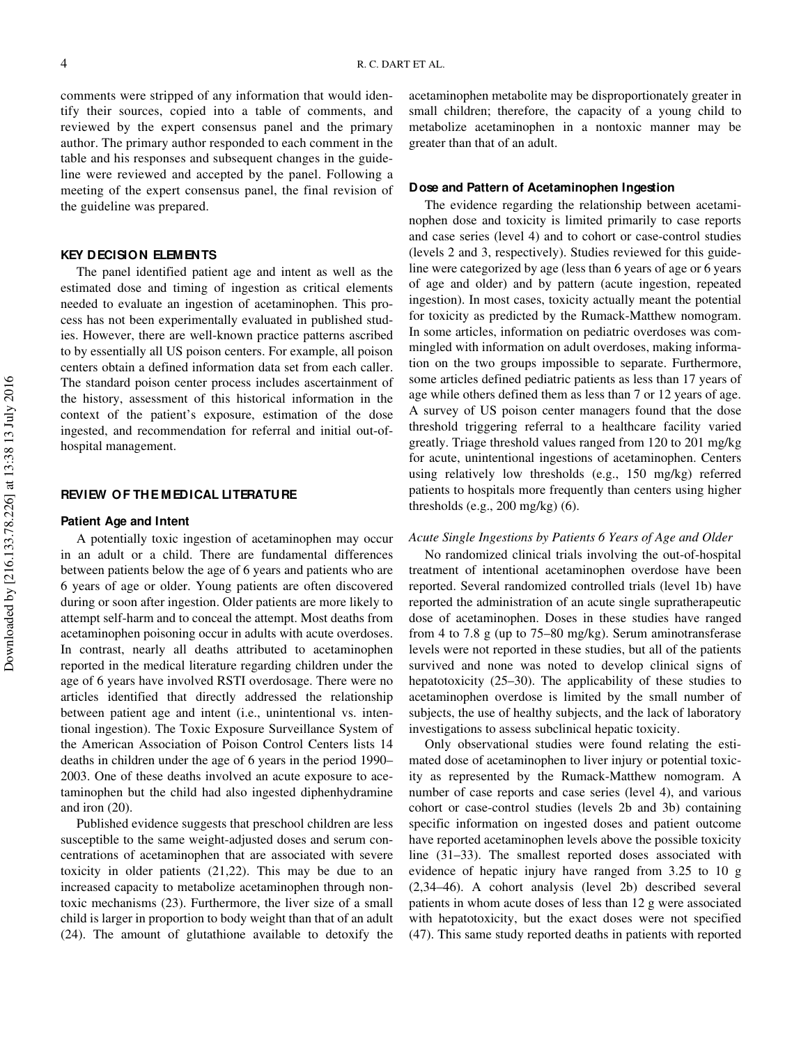comments were stripped of any information that would identify their sources, copied into a table of comments, and reviewed by the expert consensus panel and the primary author. The primary author responded to each comment in the table and his responses and subsequent changes in the guideline were reviewed and accepted by the panel. Following a meeting of the expert consensus panel, the final revision of the guideline was prepared.

## KEY DECISION ELEMENTS

The panel identified patient age and intent as well as the estimated dose and timing of ingestion as critical elements needed to evaluate an ingestion of acetaminophen. This process has not been experimentally evaluated in published studies. However, there are well-known practice patterns ascribed to by essentially all US poison centers. For example, all poison centers obtain a defined information data set from each caller. The standard poison center process includes ascertainment of the history, assessment of this historical information in the context of the patient's exposure, estimation of the dose ingested, and recommendation for referral and initial out-of-hospital management.

## REVIEW OF THE MEDICAL LITERATURE

### Patient Age and Intent

A potentially toxic ingestion of acetaminophen may occur in an adult or a child. There are fundamental differences between patients below the age of 6 years and patients who are 6 years of age or older. Young patients are often discovered during or soon after ingestion. Older patients are more likely to attempt self-harm and to conceal the attempt. Most deaths from acetaminophen poisoning occur in adults with acute overdoses. In contrast, nearly all deaths attributed to acetaminophen reported in the medical literature regarding children under the age of 6 years have involved RSTI overdosage. There were no articles identified that directly addressed the relationship between patient age and intent (i.e., unintentional vs. intentional ingestion). The Toxic Exposure Surveillance System of the American Association of Poison Control Centers lists 14 deaths in children under the age of 6 years in the period 1990–2003. One of these deaths involved an acute exposure to acetaminophen but the child had also ingested diphenhydramine and iron (20).

Published evidence suggests that preschool children are less susceptible to the same weight-adjusted doses and serum concentrations of acetaminophen that are associated with severe toxicity in older patients (21,22). This may be due to an increased capacity to metabolize acetaminophen through nontoxic mechanisms (23). Furthermore, the liver size of a small child is larger in proportion to body weight than that of an adult (24). The amount of glutathione available to detoxify the acetaminophen metabolite may be disproportionately greater in small children; therefore, the capacity of a young child to metabolize acetaminophen in a nontoxic manner may be greater than that of an adult.

### Dose and Pattern of Acetaminophen Ingestion

The evidence regarding the relationship between acetaminophen dose and toxicity is limited primarily to case reports and case series (level 4) and to cohort or case-control studies (levels 2 and 3, respectively). Studies reviewed for this guideline were categorized by age (less than 6 years of age or 6 years of age and older) and by pattern (acute ingestion, repeated ingestion). In most cases, toxicity actually meant the potential for toxicity as predicted by the Rumack-Matthew nomogram. In some articles, information on pediatric overdoses was commingled with information on adult overdoses, making information on the two groups impossible to separate. Furthermore, some articles defined pediatric patients as less than 17 years of age while others defined them as less than 7 or 12 years of age. A survey of US poison center managers found that the dose threshold triggering referral to a healthcare facility varied greatly. Triage threshold values ranged from 120 to 201 mg/kg for acute, unintentional ingestions of acetaminophen. Centers using relatively low thresholds (e.g., 150 mg/kg) referred patients to hospitals more frequently than centers using higher thresholds (e.g., 200 mg/kg) (6).

*Acute Single Ingestions by Patients 6 Years of Age and Older*

No randomized clinical trials involving the out-of-hospital treatment of intentional acetaminophen overdose have been reported. Several randomized controlled trials (level 1b) have reported the administration of an acute single supratherapeutic dose of acetaminophen. Doses in these studies have ranged from 4 to 7.8 g (up to 75–80 mg/kg). Serum aminotransferase levels were not reported in these studies, but all of the patients survived and none was noted to develop clinical signs of hepatotoxicity (25–30). The applicability of these studies to acetaminophen overdose is limited by the small number of subjects, the use of healthy subjects, and the lack of laboratory investigations to assess subclinical hepatic toxicity.

Only observational studies were found relating the estimated dose of acetaminophen to liver injury or potential toxicity as represented by the Rumack-Matthew nomogram. A number of case reports and case series (level 4), and various cohort or case-control studies (levels 2b and 3b) containing specific information on ingested doses and patient outcome have reported acetaminophen levels above the possible toxicity line (31–33). The smallest reported doses associated with evidence of hepatic injury have ranged from 3.25 to 10 g (2,34–46). A cohort analysis (level 2b) described several patients in whom acute doses of less than 12 g were associated with hepatotoxicity, but the exact doses were not specified (47). This same study reported deaths in patients with reported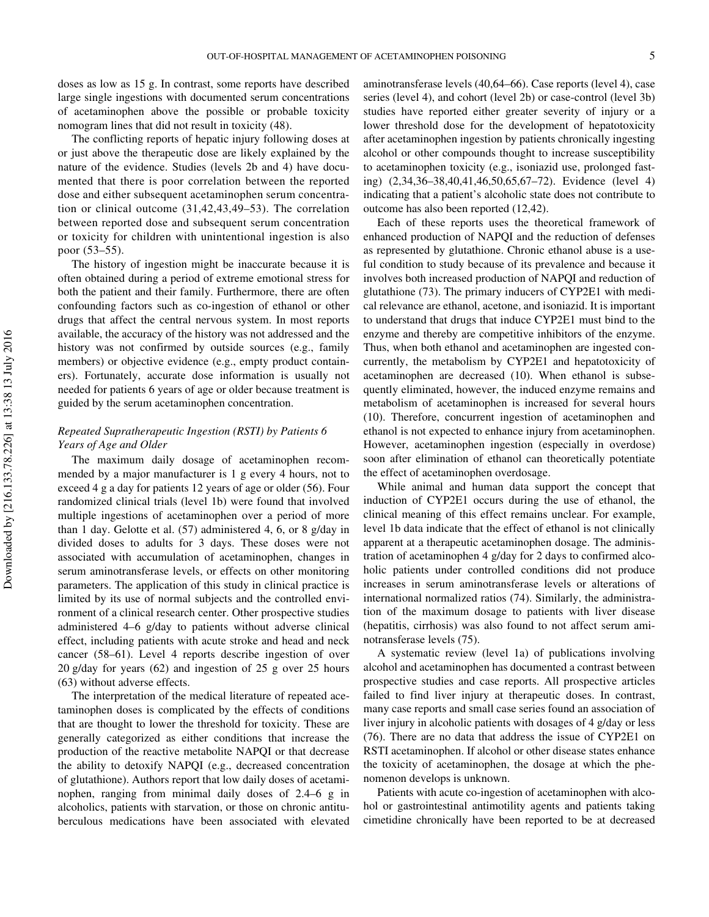doses as low as 15 g. In contrast, some reports have described large single ingestions with documented serum concentrations of acetaminophen above the possible or probable toxicity nomogram lines that did not result in toxicity (48).

The conflicting reports of hepatic injury following doses at or just above the therapeutic dose are likely explained by the nature of the evidence. Studies (levels 2b and 4) have documented that there is poor correlation between the reported dose and either subsequent acetaminophen serum concentration or clinical outcome (31,42,43,49–53). The correlation between reported dose and subsequent serum concentration or toxicity for children with unintentional ingestion is also poor (53–55).

The history of ingestion might be inaccurate because it is often obtained during a period of extreme emotional stress for both the patient and their family. Furthermore, there are often confounding factors such as co-ingestion of ethanol or other drugs that affect the central nervous system. In most reports available, the accuracy of the history was not addressed and the history was not confirmed by outside sources (e.g., family members) or objective evidence (e.g., empty product containers). Fortunately, accurate dose information is usually not needed for patients 6 years of age or older because treatment is guided by the serum acetaminophen concentration.

### *Repeated Supratherapeutic Ingestion (RSTI) by Patients 6 Years of Age and Older*

The maximum daily dosage of acetaminophen recommended by a major manufacturer is 1 g every 4 hours, not to exceed 4 g a day for patients 12 years of age or older (56). Four randomized clinical trials (level 1b) were found that involved multiple ingestions of acetaminophen over a period of more than 1 day. Gelotte et al. (57) administered 4, 6, or 8 g/day in divided doses to adults for 3 days. These doses were not associated with accumulation of acetaminophen, changes in serum aminotransferase levels, or effects on other monitoring parameters. The application of this study in clinical practice is limited by its use of normal subjects and the controlled environment of a clinical research center. Other prospective studies administered 4–6 g/day to patients without adverse clinical effect, including patients with acute stroke and head and neck cancer (58–61). Level 4 reports describe ingestion of over 20 g/day for years (62) and ingestion of 25 g over 25 hours (63) without adverse effects.

The interpretation of the medical literature of repeated acetaminophen doses is complicated by the effects of conditions that are thought to lower the threshold for toxicity. These are generally categorized as either conditions that increase the production of the reactive metabolite NAPQI or that decrease the ability to detoxify NAPQI (e.g., decreased concentration of glutathione). Authors report that low daily doses of acetaminophen, ranging from minimal daily doses of 2.4–6 g in alcoholics, patients with starvation, or those on chronic antituberculous medications have been associated with elevated aminotransferase levels (40,64–66). Case reports (level 4), case series (level 4), and cohort (level 2b) or case-control (level 3b) studies have reported either greater severity of injury or a lower threshold dose for the development of hepatotoxicity after acetaminophen ingestion by patients chronically ingesting alcohol or other compounds thought to increase susceptibility to acetaminophen toxicity (e.g., isoniazid use, prolonged fasting) (2,34,36–38,40,41,46,50,65,67–72). Evidence (level 4) indicating that a patient's alcoholic state does not contribute to outcome has also been reported (12,42).

Each of these reports uses the theoretical framework of enhanced production of NAPQI and the reduction of defenses as represented by glutathione. Chronic ethanol abuse is a useful condition to study because of its prevalence and because it involves both increased production of NAPQI and reduction of glutathione (73). The primary inducers of CYP2E1 with medical relevance are ethanol, acetone, and isoniazid. It is important to understand that drugs that induce CYP2E1 must bind to the enzyme and thereby are competitive inhibitors of the enzyme. Thus, when both ethanol and acetaminophen are ingested concurrently, the metabolism by CYP2E1 and hepatotoxicity of acetaminophen are decreased (10). When ethanol is subsequently eliminated, however, the induced enzyme remains and metabolism of acetaminophen is increased for several hours (10). Therefore, concurrent ingestion of acetaminophen and ethanol is not expected to enhance injury from acetaminophen. However, acetaminophen ingestion (especially in overdose) soon after elimination of ethanol can theoretically potentiate the effect of acetaminophen overdosage.

While animal and human data support the concept that induction of CYP2E1 occurs during the use of ethanol, the clinical meaning of this effect remains unclear. For example, level 1b data indicate that the effect of ethanol is not clinically apparent at a therapeutic acetaminophen dosage. The administration of acetaminophen 4 g/day for 2 days to confirmed alcoholic patients under controlled conditions did not produce increases in serum aminotransferase levels or alterations of international normalized ratios (74). Similarly, the administration of the maximum dosage to patients with liver disease (hepatitis, cirrhosis) was also found to not affect serum aminotransferase levels (75).

A systematic review (level 1a) of publications involving alcohol and acetaminophen has documented a contrast between prospective studies and case reports. All prospective articles failed to find liver injury at therapeutic doses. In contrast, many case reports and small case series found an association of liver injury in alcoholic patients with dosages of 4 g/day or less (76). There are no data that address the issue of CYP2E1 on RSTI acetaminophen. If alcohol or other disease states enhance the toxicity of acetaminophen, the dosage at which the phenomenon develops is unknown.

Patients with acute co-ingestion of acetaminophen with alcohol or gastrointestinal antimotility agents and patients taking cimetidine chronically have been reported to be at decreased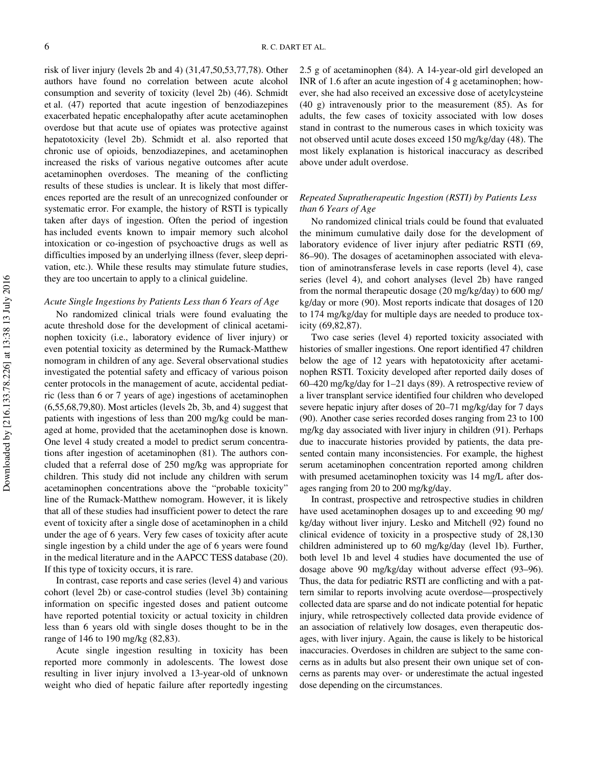risk of liver injury (levels 2b and 4) (31,47,50,53,77,78). Other authors have found no correlation between acute alcohol consumption and severity of toxicity (level 2b) (46). Schmidt et al. (47) reported that acute ingestion of benzodiazepines exacerbated hepatic encephalopathy after acute acetaminophen overdose but that acute use of opiates was protective against hepatotoxicity (level 2b). Schmidt et al. also reported that chronic use of opioids, benzodiazepines, and acetaminophen increased the risks of various negative outcomes after acute acetaminophen overdoses. The meaning of the conflicting results of these studies is unclear. It is likely that most differences reported are the result of an unrecognized confounder or systematic error. For example, the history of RSTI is typically taken after days of ingestion. Often the period of ingestion has included events known to impair memory such alcohol intoxication or co-ingestion of psychoactive drugs as well as difficulties imposed by an underlying illness (fever, sleep deprivation, etc.). While these results may stimulate future studies, they are too uncertain to apply to a clinical guideline.

### *Acute Single Ingestions by Patients Less than 6 Years of Age*

No randomized clinical trials were found evaluating the acute threshold dose for the development of clinical acetaminophen toxicity (i.e., laboratory evidence of liver injury) or even potential toxicity as determined by the Rumack-Matthew nomogram in children of any age. Several observational studies investigated the potential safety and efficacy of various poison center protocols in the management of acute, accidental pediatric (less than 6 or 7 years of age) ingestions of acetaminophen (6,55,68,79,80). Most articles (levels 2b, 3b, and 4) suggest that patients with ingestions of less than 200 mg/kg could be managed at home, provided that the acetaminophen dose is known. One level 4 study created a model to predict serum concentrations after ingestion of acetaminophen (81). The authors concluded that a referral dose of 250 mg/kg was appropriate for children. This study did not include any children with serum acetaminophen concentrations above the "probable toxicity" line of the Rumack-Matthew nomogram. However, it is likely that all of these studies had insufficient power to detect the rare event of toxicity after a single dose of acetaminophen in a child under the age of 6 years. Very few cases of toxicity after acute single ingestion by a child under the age of 6 years were found in the medical literature and in the AAPCC TESS database (20). If this type of toxicity occurs, it is rare.

In contrast, case reports and case series (level 4) and various cohort (level 2b) or case-control studies (level 3b) containing information on specific ingested doses and patient outcome have reported potential toxicity or actual toxicity in children less than 6 years old with single doses thought to be in the range of 146 to 190 mg/kg (82,83).

Acute single ingestion resulting in toxicity has been reported more commonly in adolescents. The lowest dose resulting in liver injury involved a 13-year-old of unknown weight who died of hepatic failure after reportedly ingesting 2.5 g of acetaminophen (84). A 14-year-old girl developed an INR of 1.6 after an acute ingestion of 4 g acetaminophen; however, she had also received an excessive dose of acetylcysteine (40 g) intravenously prior to the measurement (85). As for adults, the few cases of toxicity associated with low doses stand in contrast to the numerous cases in which toxicity was not observed until acute doses exceed 150 mg/kg/day (48). The most likely explanation is historical inaccuracy as described above under adult overdose.

### *Repeated Supratherapeutic Ingestion (RSTI) by Patients Less than 6 Years of Age*

No randomized clinical trials could be found that evaluated the minimum cumulative daily dose for the development of laboratory evidence of liver injury after pediatric RSTI (69, 86–90). The dosages of acetaminophen associated with elevation of aminotransferase levels in case reports (level 4), case series (level 4), and cohort analyses (level 2b) have ranged from the normal therapeutic dosage (20 mg/kg/day) to 600 mg/kg/day or more (90). Most reports indicate that dosages of 120 to 174 mg/kg/day for multiple days are needed to produce toxicity (69,82,87).

Two case series (level 4) reported toxicity associated with histories of smaller ingestions. One report identified 47 children below the age of 12 years with hepatotoxicity after acetaminophen RSTI. Toxicity developed after reported daily doses of 60–420 mg/kg/day for 1–21 days (89). A retrospective review of a liver transplant service identified four children who developed severe hepatic injury after doses of 20–71 mg/kg/day for 7 days (90). Another case series recorded doses ranging from 23 to 100 mg/kg day associated with liver injury in children (91). Perhaps due to inaccurate histories provided by patients, the data presented contain many inconsistencies. For example, the highest serum acetaminophen concentration reported among children with presumed acetaminophen toxicity was 14 mg/L after dosages ranging from 20 to 200 mg/kg/day.

In contrast, prospective and retrospective studies in children have used acetaminophen dosages up to and exceeding 90 mg/kg/day without liver injury. Lesko and Mitchell (92) found no clinical evidence of toxicity in a prospective study of 28,130 children administered up to 60 mg/kg/day (level 1b). Further, both level 1b and level 4 studies have documented the use of dosage above 90 mg/kg/day without adverse effect (93–96). Thus, the data for pediatric RSTI are conflicting and with a pattern similar to reports involving acute overdose—prospectively collected data are sparse and do not indicate potential for hepatic injury, while retrospectively collected data provide evidence of an association of relatively low dosages, even therapeutic dosages, with liver injury. Again, the cause is likely to be historical inaccuracies. Overdoses in children are subject to the same concerns as in adults but also present their own unique set of concerns as parents may over- or underestimate the actual ingested dose depending on the circumstances.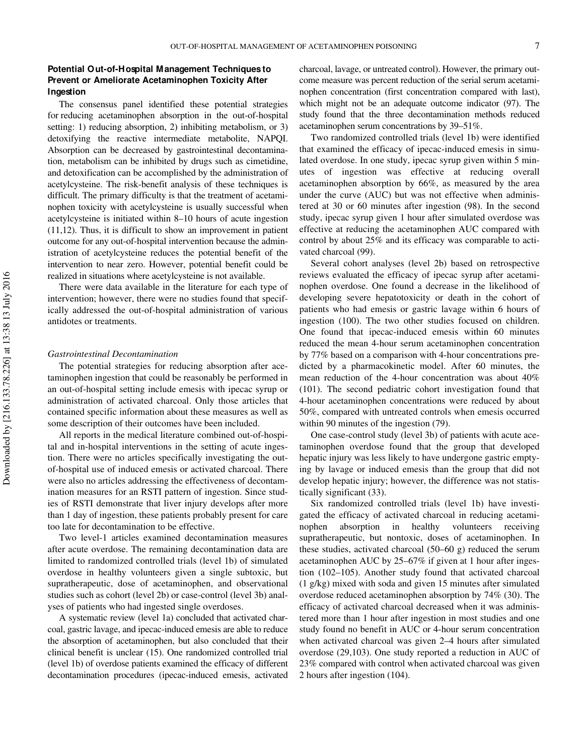### Potential Out-of-Hospital Management Techniques to Prevent or Ameliorate Acetaminophen Toxicity After Ingestion

The consensus panel identified these potential strategies for reducing acetaminophen absorption in the out-of-hospital setting: 1) reducing absorption, 2) inhibiting metabolism, or 3) detoxifying the reactive intermediate metabolite, NAPQI. Absorption can be decreased by gastrointestinal decontamination, metabolism can be inhibited by drugs such as cimetidine, and detoxification can be accomplished by the administration of acetylcysteine. The risk-benefit analysis of these techniques is difficult. The primary difficulty is that the treatment of acetaminophen toxicity with acetylcysteine is usually successful when acetylcysteine is initiated within 8–10 hours of acute ingestion (11,12). Thus, it is difficult to show an improvement in patient outcome for any out-of-hospital intervention because the administration of acetylcysteine reduces the potential benefit of the intervention to near zero. However, potential benefit could be realized in situations where acetylcysteine is not available.

There were data available in the literature for each type of intervention; however, there were no studies found that specifically addressed the out-of-hospital administration of various antidotes or treatments.

#### *Gastrointestinal Decontamination*

The potential strategies for reducing absorption after acetaminophen ingestion that could be reasonably be performed in an out-of-hospital setting include emesis with ipecac syrup or administration of activated charcoal. Only those articles that contained specific information about these measures as well as some description of their outcomes have been included.

All reports in the medical literature combined out-of-hospital and in-hospital interventions in the setting of acute ingestion. There were no articles specifically investigating the out-of-hospital use of induced emesis or activated charcoal. There were also no articles addressing the effectiveness of decontamination measures for an RSTI pattern of ingestion. Since studies of RSTI demonstrate that liver injury develops after more than 1 day of ingestion, these patients probably present for care too late for decontamination to be effective.

Two level-1 articles examined decontamination measures after acute overdose. The remaining decontamination data are limited to randomized controlled trials (level 1b) of simulated overdose in healthy volunteers given a single subtoxic, but supratherapeutic, dose of acetaminophen, and observational studies such as cohort (level 2b) or case-control (level 3b) analyses of patients who had ingested single overdoses.

A systematic review (level 1a) concluded that activated charcoal, gastric lavage, and ipecac-induced emesis are able to reduce the absorption of acetaminophen, but also concluded that their clinical benefit is unclear (15). One randomized controlled trial (level 1b) of overdose patients examined the efficacy of different decontamination procedures (ipecac-induced emesis, activated charcoal, lavage, or untreated control). However, the primary outcome measure was percent reduction of the serial serum acetaminophen concentration (first concentration compared with last), which might not be an adequate outcome indicator (97). The study found that the three decontamination methods reduced acetaminophen serum concentrations by 39–51%.

Two randomized controlled trials (level 1b) were identified that examined the efficacy of ipecac-induced emesis in simulated overdose. In one study, ipecac syrup given within 5 minutes of ingestion was effective at reducing overall acetaminophen absorption by 66%, as measured by the area under the curve (AUC) but was not effective when administered at 30 or 60 minutes after ingestion (98). In the second study, ipecac syrup given 1 hour after simulated overdose was effective at reducing the acetaminophen AUC compared with control by about 25% and its efficacy was comparable to activated charcoal (99).

Several cohort analyses (level 2b) based on retrospective reviews evaluated the efficacy of ipecac syrup after acetaminophen overdose. One found a decrease in the likelihood of developing severe hepatotoxicity or death in the cohort of patients who had emesis or gastric lavage within 6 hours of ingestion (100). The two other studies focused on children. One found that ipecac-induced emesis within 60 minutes reduced the mean 4-hour serum acetaminophen concentration by 77% based on a comparison with 4-hour concentrations predicted by a pharmacokinetic model. After 60 minutes, the mean reduction of the 4-hour concentration was about 40% (101). The second pediatric cohort investigation found that 4-hour acetaminophen concentrations were reduced by about 50%, compared with untreated controls when emesis occurred within 90 minutes of the ingestion (79).

One case-control study (level 3b) of patients with acute acetaminophen overdose found that the group that developed hepatic injury was less likely to have undergone gastric emptying by lavage or induced emesis than the group that did not develop hepatic injury; however, the difference was not statistically significant (33).

Six randomized controlled trials (level 1b) have investigated the efficacy of activated charcoal in reducing acetaminophen absorption in healthy volunteers receiving supratherapeutic, but nontoxic, doses of acetaminophen. In these studies, activated charcoal (50–60 g) reduced the serum acetaminophen AUC by 25–67% if given at 1 hour after ingestion (102–105). Another study found that activated charcoal (1 g/kg) mixed with soda and given 15 minutes after simulated overdose reduced acetaminophen absorption by 74% (30). The efficacy of activated charcoal decreased when it was administered more than 1 hour after ingestion in most studies and one study found no benefit in AUC or 4-hour serum concentration when activated charcoal was given 2–4 hours after simulated overdose (29,103). One study reported a reduction in AUC of 23% compared with control when activated charcoal was given 2 hours after ingestion (104).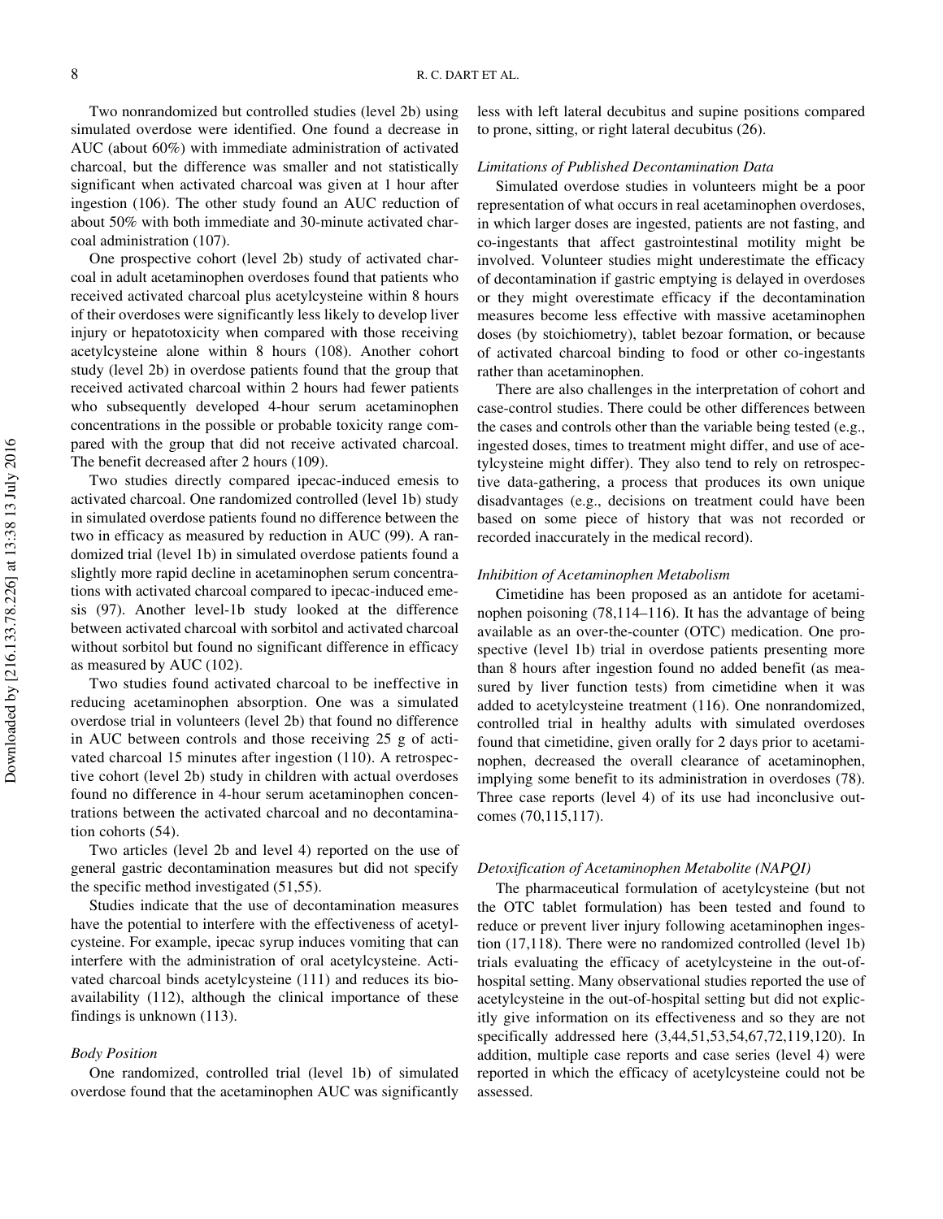Two nonrandomized but controlled studies (level 2b) using simulated overdose were identified. One found a decrease in AUC (about 60%) with immediate administration of activated charcoal, but the difference was smaller and not statistically significant when activated charcoal was given at 1 hour after ingestion (106). The other study found an AUC reduction of about 50% with both immediate and 30-minute activated charcoal administration (107).

One prospective cohort (level 2b) study of activated charcoal in adult acetaminophen overdoses found that patients who received activated charcoal plus acetylcysteine within 8 hours of their overdoses were significantly less likely to develop liver injury or hepatotoxicity when compared with those receiving acetylcysteine alone within 8 hours (108). Another cohort study (level 2b) in overdose patients found that the group that received activated charcoal within 2 hours had fewer patients who subsequently developed 4-hour serum acetaminophen concentrations in the possible or probable toxicity range compared with the group that did not receive activated charcoal. The benefit decreased after 2 hours (109).

Two studies directly compared ipecac-induced emesis to activated charcoal. One randomized controlled (level 1b) study in simulated overdose patients found no difference between the two in efficacy as measured by reduction in AUC (99). A randomized trial (level 1b) in simulated overdose patients found a slightly more rapid decline in acetaminophen serum concentrations with activated charcoal compared to ipecac-induced emesis (97). Another level-1b study looked at the difference between activated charcoal with sorbitol and activated charcoal without sorbitol but found no significant difference in efficacy as measured by AUC (102).

Two studies found activated charcoal to be ineffective in reducing acetaminophen absorption. One was a simulated overdose trial in volunteers (level 2b) that found no difference in AUC between controls and those receiving 25 g of activated charcoal 15 minutes after ingestion (110). A retrospective cohort (level 2b) study in children with actual overdoses found no difference in 4-hour serum acetaminophen concentrations between the activated charcoal and no decontamination cohorts (54).

Two articles (level 2b and level 4) reported on the use of general gastric decontamination measures but did not specify the specific method investigated (51,55).

Studies indicate that the use of decontamination measures have the potential to interfere with the effectiveness of acetylcysteine. For example, ipecac syrup induces vomiting that can interfere with the administration of oral acetylcysteine. Activated charcoal binds acetylcysteine (111) and reduces its bioavailability (112), although the clinical importance of these findings is unknown (113).

### *Body Position*

One randomized, controlled trial (level 1b) of simulated overdose found that the acetaminophen AUC was significantly less with left lateral decubitus and supine positions compared to prone, sitting, or right lateral decubitus (26).

### *Limitations of Published Decontamination Data*

Simulated overdose studies in volunteers might be a poor representation of what occurs in real acetaminophen overdoses, in which larger doses are ingested, patients are not fasting, and co-ingestants that affect gastrointestinal motility might be involved. Volunteer studies might underestimate the efficacy of decontamination if gastric emptying is delayed in overdoses or they might overestimate efficacy if the decontamination measures become less effective with massive acetaminophen doses (by stoichiometry), tablet bezoar formation, or because of activated charcoal binding to food or other co-ingestants rather than acetaminophen.

There are also challenges in the interpretation of cohort and case-control studies. There could be other differences between the cases and controls other than the variable being tested (e.g., ingested doses, times to treatment might differ, and use of acetylcysteine might differ). They also tend to rely on retrospective data-gathering, a process that produces its own unique disadvantages (e.g., decisions on treatment could have been based on some piece of history that was not recorded or recorded inaccurately in the medical record).

### *Inhibition of Acetaminophen Metabolism*

Cimetidine has been proposed as an antidote for acetaminophen poisoning (78,114–116). It has the advantage of being available as an over-the-counter (OTC) medication. One prospective (level 1b) trial in overdose patients presenting more than 8 hours after ingestion found no added benefit (as measured by liver function tests) from cimetidine when it was added to acetylcysteine treatment (116). One nonrandomized, controlled trial in healthy adults with simulated overdoses found that cimetidine, given orally for 2 days prior to acetaminophen, decreased the overall clearance of acetaminophen, implying some benefit to its administration in overdoses (78). Three case reports (level 4) of its use had inconclusive outcomes (70,115,117).

### *Detoxification of Acetaminophen Metabolite (NAPQI)*

The pharmaceutical formulation of acetylcysteine (but not the OTC tablet formulation) has been tested and found to reduce or prevent liver injury following acetaminophen ingestion (17,118). There were no randomized controlled (level 1b) trials evaluating the efficacy of acetylcysteine in the out-of-hospital setting. Many observational studies reported the use of acetylcysteine in the out-of-hospital setting but did not explicitly give information on its effectiveness and so they are not specifically addressed here (3,44,51,53,54,67,72,119,120). In addition, multiple case reports and case series (level 4) were reported in which the efficacy of acetylcysteine could not be assessed.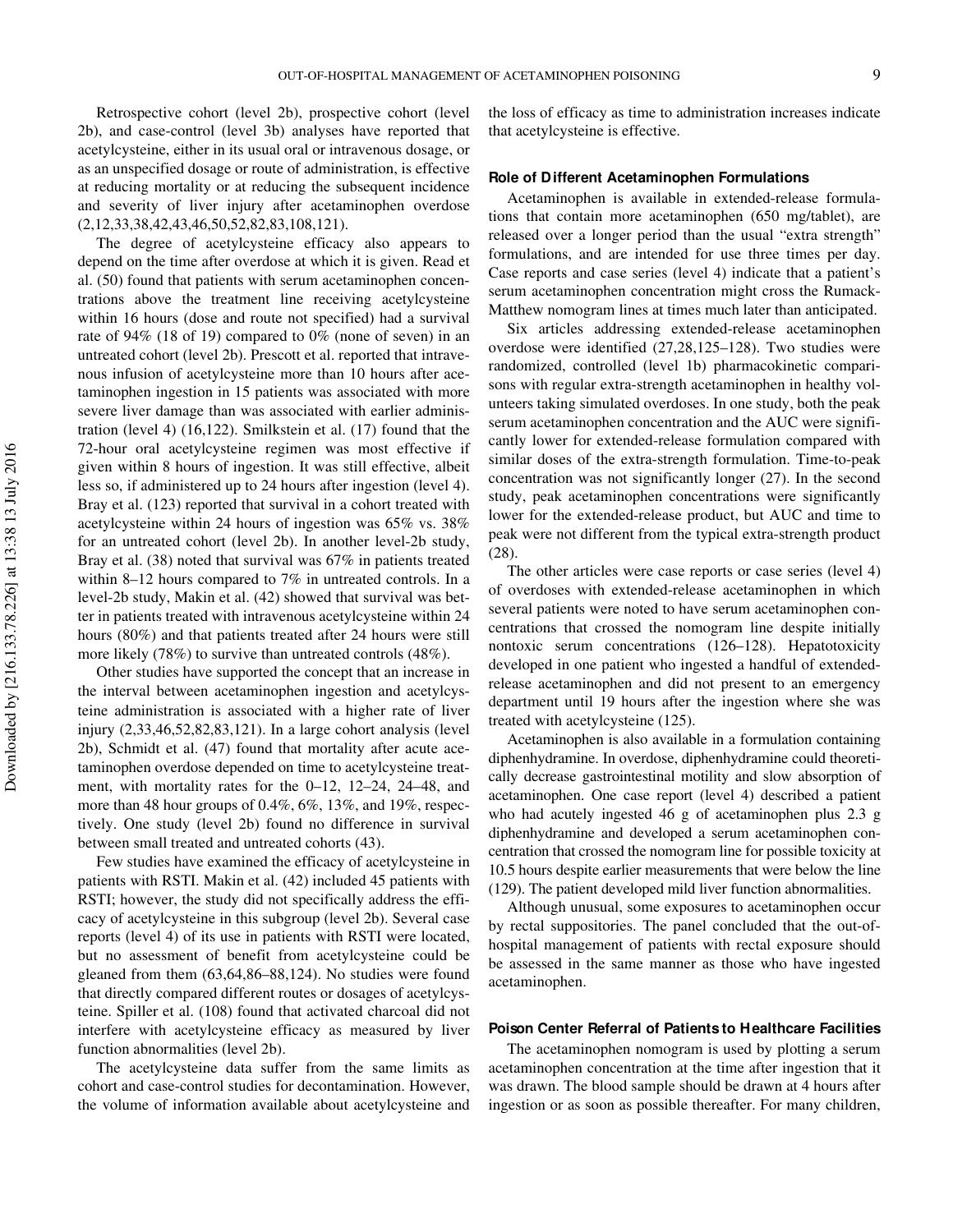Retrospective cohort (level 2b), prospective cohort (level 2b), and case-control (level 3b) analyses have reported that acetylcysteine, either in its usual oral or intravenous dosage, or as an unspecified dosage or route of administration, is effective at reducing mortality or at reducing the subsequent incidence and severity of liver injury after acetaminophen overdose (2,12,33,38,42,43,46,50,52,82,83,108,121).

The degree of acetylcysteine efficacy also appears to depend on the time after overdose at which it is given. Read et al. (50) found that patients with serum acetaminophen concentrations above the treatment line receiving acetylcysteine within 16 hours (dose and route not specified) had a survival rate of 94% (18 of 19) compared to 0% (none of seven) in an untreated cohort (level 2b). Prescott et al. reported that intravenous infusion of acetylcysteine more than 10 hours after acetaminophen ingestion in 15 patients was associated with more severe liver damage than was associated with earlier administration (level 4) (16,122). Smilkstein et al. (17) found that the 72-hour oral acetylcysteine regimen was most effective if given within 8 hours of ingestion. It was still effective, albeit less so, if administered up to 24 hours after ingestion (level 4). Bray et al. (123) reported that survival in a cohort treated with acetylcysteine within 24 hours of ingestion was 65% vs. 38% for an untreated cohort (level 2b). In another level-2b study, Bray et al. (38) noted that survival was 67% in patients treated within 8–12 hours compared to 7% in untreated controls. In a level-2b study, Makin et al. (42) showed that survival was better in patients treated with intravenous acetylcysteine within 24 hours (80%) and that patients treated after 24 hours were still more likely (78%) to survive than untreated controls (48%).

Other studies have supported the concept that an increase in the interval between acetaminophen ingestion and acetylcysteine administration is associated with a higher rate of liver injury (2,33,46,52,82,83,121). In a large cohort analysis (level 2b), Schmidt et al. (47) found that mortality after acute acetaminophen overdose depended on time to acetylcysteine treatment, with mortality rates for the 0–12, 12–24, 24–48, and more than 48 hour groups of 0.4%, 6%, 13%, and 19%, respectively. One study (level 2b) found no difference in survival between small treated and untreated cohorts (43).

Few studies have examined the efficacy of acetylcysteine in patients with RSTI. Makin et al. (42) included 45 patients with RSTI; however, the study did not specifically address the efficacy of acetylcysteine in this subgroup (level 2b). Several case reports (level 4) of its use in patients with RSTI were located, but no assessment of benefit from acetylcysteine could be gleaned from them (63,64,86–88,124). No studies were found that directly compared different routes or dosages of acetylcysteine. Spiller et al. (108) found that activated charcoal did not interfere with acetylcysteine efficacy as measured by liver function abnormalities (level 2b).

The acetylcysteine data suffer from the same limits as cohort and case-control studies for decontamination. However, the volume of information available about acetylcysteine and the loss of efficacy as time to administration increases indicate that acetylcysteine is effective.

### Role of Different Acetaminophen Formulations

Acetaminophen is available in extended-release formulations that contain more acetaminophen (650 mg/tablet), are released over a longer period than the usual "extra strength" formulations, and are intended for use three times per day. Case reports and case series (level 4) indicate that a patient's serum acetaminophen concentration might cross the Rumack-Matthew nomogram lines at times much later than anticipated.

Six articles addressing extended-release acetaminophen overdose were identified (27,28,125–128). Two studies were randomized, controlled (level 1b) pharmacokinetic comparisons with regular extra-strength acetaminophen in healthy volunteers taking simulated overdoses. In one study, both the peak serum acetaminophen concentration and the AUC were significantly lower for extended-release formulation compared with similar doses of the extra-strength formulation. Time-to-peak concentration was not significantly longer (27). In the second study, peak acetaminophen concentrations were significantly lower for the extended-release product, but AUC and time to peak were not different from the typical extra-strength product (28).

The other articles were case reports or case series (level 4) of overdoses with extended-release acetaminophen in which several patients were noted to have serum acetaminophen concentrations that crossed the nomogram line despite initially nontoxic serum concentrations (126–128). Hepatotoxicity developed in one patient who ingested a handful of extended-release acetaminophen and did not present to an emergency department until 19 hours after the ingestion where she was treated with acetylcysteine (125).

Acetaminophen is also available in a formulation containing diphenhydramine. In overdose, diphenhydramine could theoretically decrease gastrointestinal motility and slow absorption of acetaminophen. One case report (level 4) described a patient who had acutely ingested 46 g of acetaminophen plus 2.3 g diphenhydramine and developed a serum acetaminophen concentration that crossed the nomogram line for possible toxicity at 10.5 hours despite earlier measurements that were below the line (129). The patient developed mild liver function abnormalities.

Although unusual, some exposures to acetaminophen occur by rectal suppositories. The panel concluded that the out-of-hospital management of patients with rectal exposure should be assessed in the same manner as those who have ingested acetaminophen.

### Poison Center Referral of Patients to Healthcare Facilities

The acetaminophen nomogram is used by plotting a serum acetaminophen concentration at the time after ingestion that it was drawn. The blood sample should be drawn at 4 hours after ingestion or as soon as possible thereafter. For many children,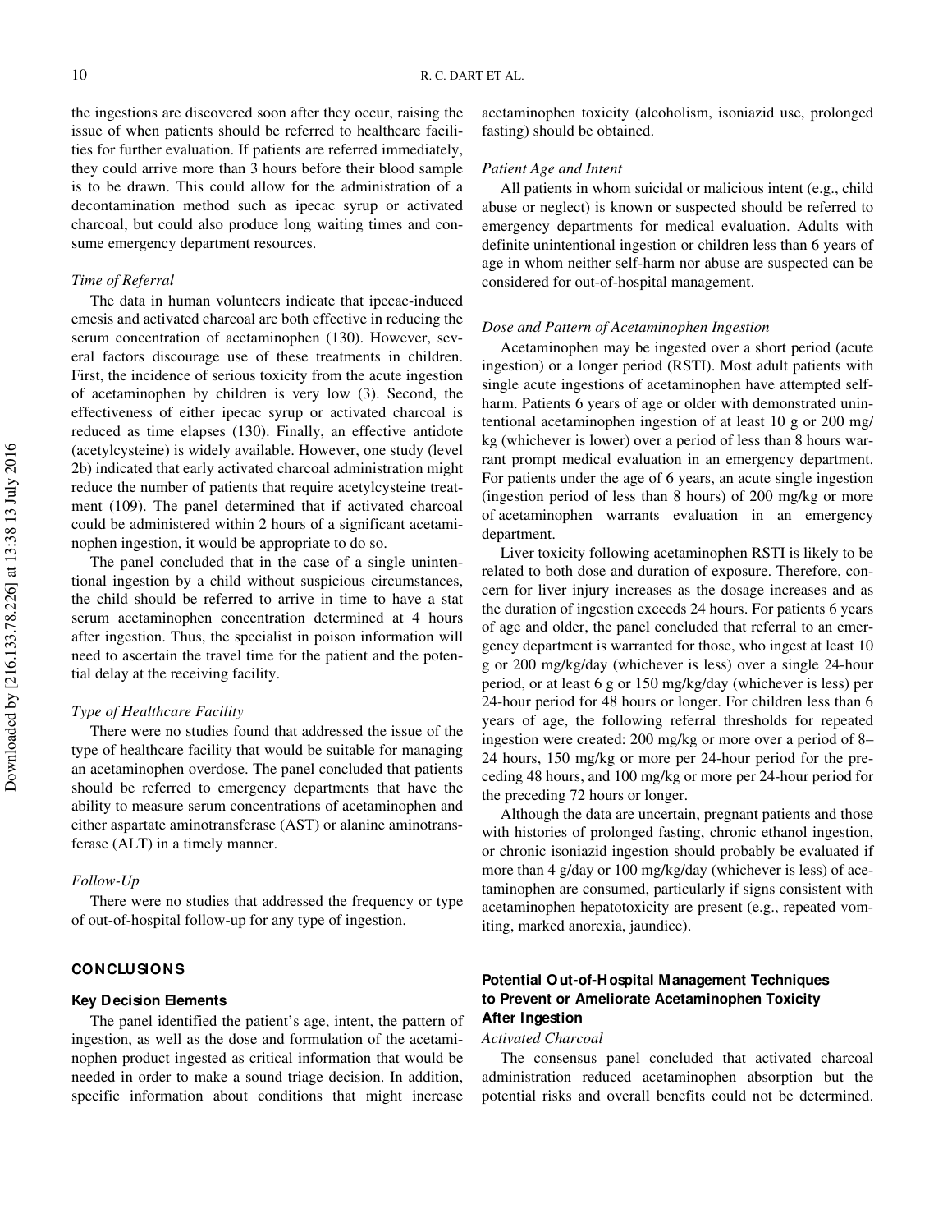the ingestions are discovered soon after they occur, raising the issue of when patients should be referred to healthcare facilities for further evaluation. If patients are referred immediately, they could arrive more than 3 hours before their blood sample is to be drawn. This could allow for the administration of a decontamination method such as ipecac syrup or activated charcoal, but could also produce long waiting times and consume emergency department resources.

*Time of Referral*

The data in human volunteers indicate that ipecac-induced emesis and activated charcoal are both effective in reducing the serum concentration of acetaminophen (130). However, several factors discourage use of these treatments in children. First, the incidence of serious toxicity from the acute ingestion of acetaminophen by children is very low (3). Second, the effectiveness of either ipecac syrup or activated charcoal is reduced as time elapses (130). Finally, an effective antidote (acetylcysteine) is widely available. However, one study (level 2b) indicated that early activated charcoal administration might reduce the number of patients that require acetylcysteine treatment (109). The panel determined that if activated charcoal could be administered within 2 hours of a significant acetaminophen ingestion, it would be appropriate to do so.

The panel concluded that in the case of a single unintentional ingestion by a child without suspicious circumstances, the child should be referred to arrive in time to have a stat serum acetaminophen concentration determined at 4 hours after ingestion. Thus, the specialist in poison information will need to ascertain the travel time for the patient and the potential delay at the receiving facility.

*Type of Healthcare Facility*

There were no studies found that addressed the issue of the type of healthcare facility that would be suitable for managing an acetaminophen overdose. The panel concluded that patients should be referred to emergency departments that have the ability to measure serum concentrations of acetaminophen and either aspartate aminotransferase (AST) or alanine aminotransferase (ALT) in a timely manner.

*Follow-Up*

There were no studies that addressed the frequency or type of out-of-hospital follow-up for any type of ingestion.

## CONCLUSIONS

### Key Decision Elements

The panel identified the patient's age, intent, the pattern of ingestion, as well as the dose and formulation of the acetaminophen product ingested as critical information that would be needed in order to make a sound triage decision. In addition, specific information about conditions that might increase acetaminophen toxicity (alcoholism, isoniazid use, prolonged fasting) should be obtained.

*Patient Age and Intent*

All patients in whom suicidal or malicious intent (e.g., child abuse or neglect) is known or suspected should be referred to emergency departments for medical evaluation. Adults with definite unintentional ingestion or children less than 6 years of age in whom neither self-harm nor abuse are suspected can be considered for out-of-hospital management.

*Dose and Pattern of Acetaminophen Ingestion*

Acetaminophen may be ingested over a short period (acute ingestion) or a longer period (RSTI). Most adult patients with single acute ingestions of acetaminophen have attempted self-harm. Patients 6 years of age or older with demonstrated unintentional acetaminophen ingestion of at least 10 g or 200 mg/kg (whichever is lower) over a period of less than 8 hours warrant prompt medical evaluation in an emergency department. For patients under the age of 6 years, an acute single ingestion (ingestion period of less than 8 hours) of 200 mg/kg or more of acetaminophen warrants evaluation in an emergency department.

Liver toxicity following acetaminophen RSTI is likely to be related to both dose and duration of exposure. Therefore, concern for liver injury increases as the dosage increases and as the duration of ingestion exceeds 24 hours. For patients 6 years of age and older, the panel concluded that referral to an emergency department is warranted for those, who ingest at least 10 g or 200 mg/kg/day (whichever is less) over a single 24-hour period, or at least 6 g or 150 mg/kg/day (whichever is less) per 24-hour period for 48 hours or longer. For children less than 6 years of age, the following referral thresholds for repeated ingestion were created: 200 mg/kg or more over a period of 8–24 hours, 150 mg/kg or more per 24-hour period for the preceding 48 hours, and 100 mg/kg or more per 24-hour period for the preceding 72 hours or longer.

Although the data are uncertain, pregnant patients and those with histories of prolonged fasting, chronic ethanol ingestion, or chronic isoniazid ingestion should probably be evaluated if more than 4 g/day or 100 mg/kg/day (whichever is less) of acetaminophen are consumed, particularly if signs consistent with acetaminophen hepatotoxicity are present (e.g., repeated vomiting, marked anorexia, jaundice).

### Potential Out-of-Hospital Management Techniques to Prevent or Ameliorate Acetaminophen Toxicity After Ingestion

*Activated Charcoal*

The consensus panel concluded that activated charcoal administration reduced acetaminophen absorption but the potential risks and overall benefits could not be determined.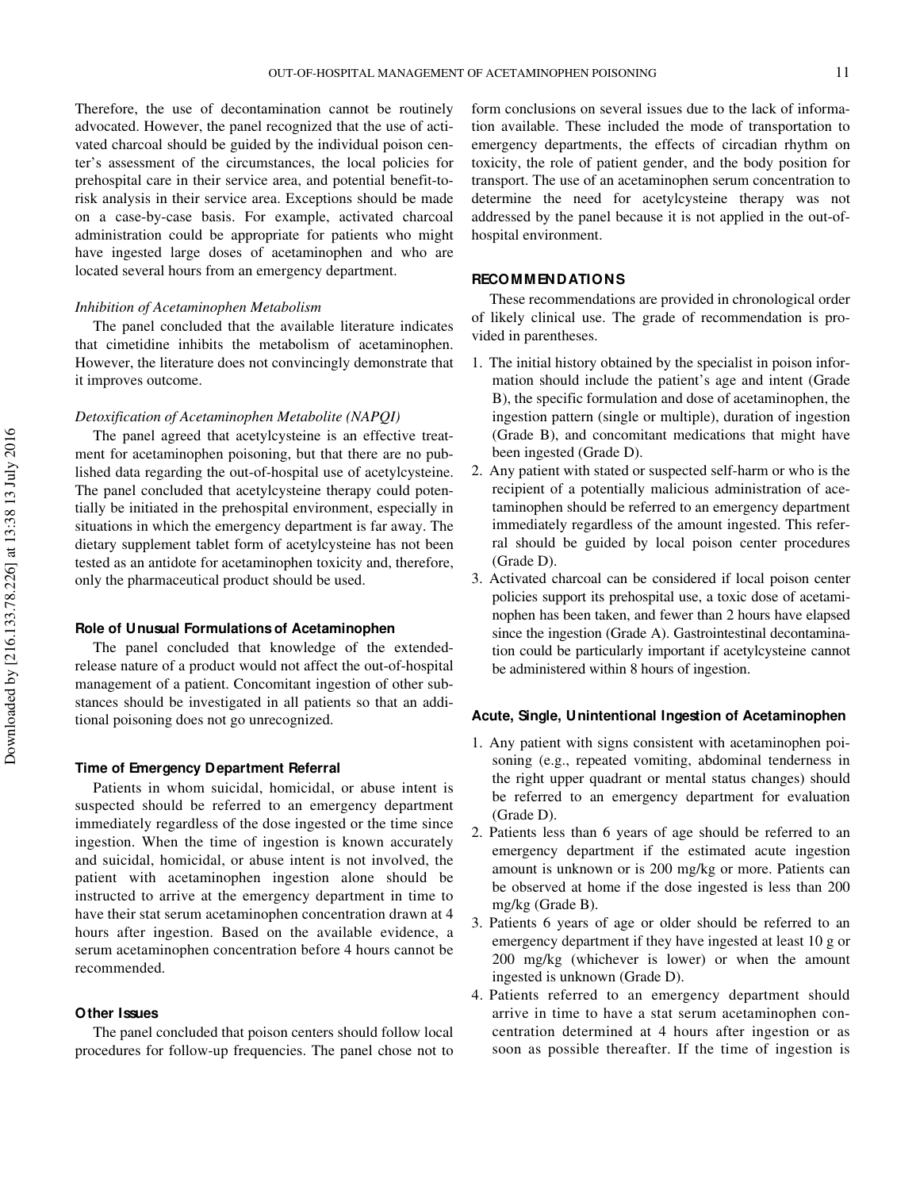Therefore, the use of decontamination cannot be routinely advocated. However, the panel recognized that the use of activated charcoal should be guided by the individual poison center's assessment of the circumstances, the local policies for prehospital care in their service area, and potential benefit-to-risk analysis in their service area. Exceptions should be made on a case-by-case basis. For example, activated charcoal administration could be appropriate for patients who might have ingested large doses of acetaminophen and who are located several hours from an emergency department.

*Inhibition of Acetaminophen Metabolism*

The panel concluded that the available literature indicates that cimetidine inhibits the metabolism of acetaminophen. However, the literature does not convincingly demonstrate that it improves outcome.

*Detoxification of Acetaminophen Metabolite (NAPQI)*

The panel agreed that acetylcysteine is an effective treatment for acetaminophen poisoning, but that there are no published data regarding the out-of-hospital use of acetylcysteine. The panel concluded that acetylcysteine therapy could potentially be initiated in the prehospital environment, especially in situations in which the emergency department is far away. The dietary supplement tablet form of acetylcysteine has not been tested as an antidote for acetaminophen toxicity and, therefore, only the pharmaceutical product should be used.

### Role of Unusual Formulations of Acetaminophen

The panel concluded that knowledge of the extended-release nature of a product would not affect the out-of-hospital management of a patient. Concomitant ingestion of other substances should be investigated in all patients so that an additional poisoning does not go unrecognized.

### Time of Emergency Department Referral

Patients in whom suicidal, homicidal, or abuse intent is suspected should be referred to an emergency department immediately regardless of the dose ingested or the time since ingestion. When the time of ingestion is known accurately and suicidal, homicidal, or abuse intent is not involved, the patient with acetaminophen ingestion alone should be instructed to arrive at the emergency department in time to have their stat serum acetaminophen concentration drawn at 4 hours after ingestion. Based on the available evidence, a serum acetaminophen concentration before 4 hours cannot be recommended.

### Other Issues

The panel concluded that poison centers should follow local procedures for follow-up frequencies. The panel chose not to form conclusions on several issues due to the lack of information available. These included the mode of transportation to emergency departments, the effects of circadian rhythm on toxicity, the role of patient gender, and the body position for transport. The use of an acetaminophen serum concentration to determine the need for acetylcysteine therapy was not addressed by the panel because it is not applied in the out-of-hospital environment.

## RECOMMENDATIONS

These recommendations are provided in chronological order of likely clinical use. The grade of recommendation is provided in parentheses.

1. The initial history obtained by the specialist in poison information should include the patient's age and intent (Grade B), the specific formulation and dose of acetaminophen, the ingestion pattern (single or multiple), duration of ingestion (Grade B), and concomitant medications that might have been ingested (Grade D).
2. Any patient with stated or suspected self-harm or who is the recipient of a potentially malicious administration of acetaminophen should be referred to an emergency department immediately regardless of the amount ingested. This referral should be guided by local poison center procedures (Grade D).
3. Activated charcoal can be considered if local poison center policies support its prehospital use, a toxic dose of acetaminophen has been taken, and fewer than 2 hours have elapsed since the ingestion (Grade A). Gastrointestinal decontamination could be particularly important if acetylcysteine cannot be administered within 8 hours of ingestion.

### Acute, Single, Unintentional Ingestion of Acetaminophen

1. Any patient with signs consistent with acetaminophen poisoning (e.g., repeated vomiting, abdominal tenderness in the right upper quadrant or mental status changes) should be referred to an emergency department for evaluation (Grade D).
2. Patients less than 6 years of age should be referred to an emergency department if the estimated acute ingestion amount is unknown or is 200 mg/kg or more. Patients can be observed at home if the dose ingested is less than 200 mg/kg (Grade B).
3. Patients 6 years of age or older should be referred to an emergency department if they have ingested at least 10 g or 200 mg/kg (whichever is lower) or when the amount ingested is unknown (Grade D).
4. Patients referred to an emergency department should arrive in time to have a stat serum acetaminophen concentration determined at 4 hours after ingestion or as soon as possible thereafter. If the time of ingestion is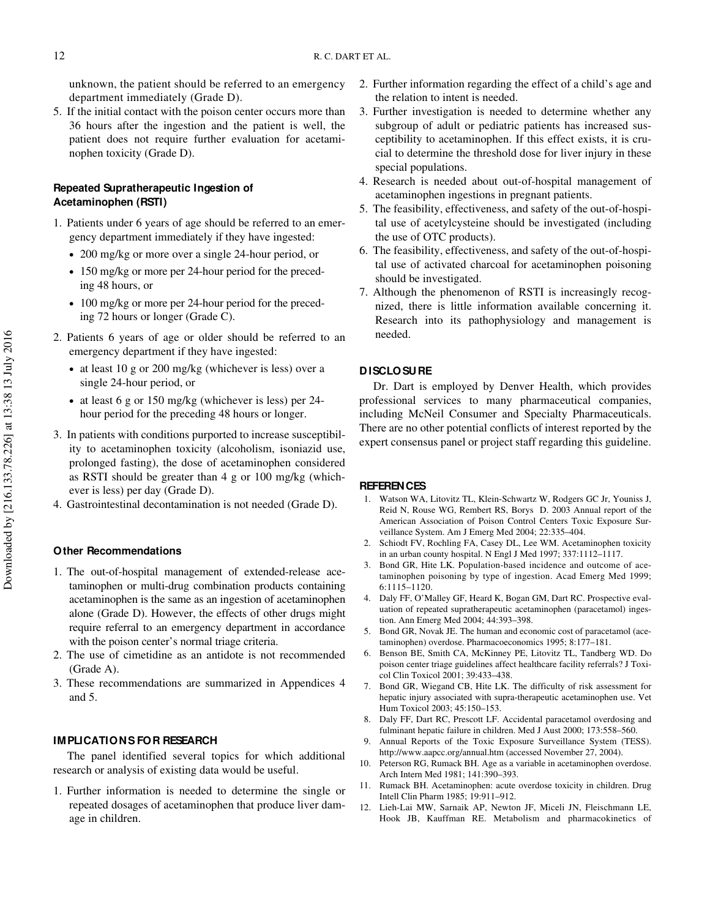unknown, the patient should be referred to an emergency department immediately (Grade D).

5. If the initial contact with the poison center occurs more than 36 hours after the ingestion and the patient is well, the patient does not require further evaluation for acetaminophen toxicity (Grade D).

### Repeated Supratherapeutic Ingestion of Acetaminophen (RSTI)

1. Patients under 6 years of age should be referred to an emergency department immediately if they have ingested:
   - 200 mg/kg or more over a single 24-hour period, or
   - 150 mg/kg or more per 24-hour period for the preceding 48 hours, or
   - 100 mg/kg or more per 24-hour period for the preceding 72 hours or longer (Grade C).
2. Patients 6 years of age or older should be referred to an emergency department if they have ingested:
   - at least 10 g or 200 mg/kg (whichever is less) over a single 24-hour period, or
   - at least 6 g or 150 mg/kg (whichever is less) per 24-hour period for the preceding 48 hours or longer.
3. In patients with conditions purported to increase susceptibility to acetaminophen toxicity (alcoholism, isoniazid use, prolonged fasting), the dose of acetaminophen considered as RSTI should be greater than 4 g or 100 mg/kg (whichever is less) per day (Grade D).
4. Gastrointestinal decontamination is not needed (Grade D).

### Other Recommendations

1. The out-of-hospital management of extended-release acetaminophen or multi-drug combination products containing acetaminophen is the same as an ingestion of acetaminophen alone (Grade D). However, the effects of other drugs might require referral to an emergency department in accordance with the poison center's normal triage criteria.
2. The use of cimetidine as an antidote is not recommended (Grade A).
3. These recommendations are summarized in Appendices 4 and 5.

## IMPLICATIONS FOR RESEARCH

The panel identified several topics for which additional research or analysis of existing data would be useful.

1. Further information is needed to determine the single or repeated dosages of acetaminophen that produce liver damage in children.
2. Further information regarding the effect of a child's age and the relation to intent is needed.
3. Further investigation is needed to determine whether any subgroup of adult or pediatric patients has increased susceptibility to acetaminophen. If this effect exists, it is crucial to determine the threshold dose for liver injury in these special populations.
4. Research is needed about out-of-hospital management of acetaminophen ingestions in pregnant patients.
5. The feasibility, effectiveness, and safety of the out-of-hospital use of acetylcysteine should be investigated (including the use of OTC products).
6. The feasibility, effectiveness, and safety of the out-of-hospital use of activated charcoal for acetaminophen poisoning should be investigated.
7. Although the phenomenon of RSTI is increasingly recognized, there is little information available concerning it. Research into its pathophysiology and management is needed.

## DISCLOSURE

Dr. Dart is employed by Denver Health, which provides professional services to many pharmaceutical companies, including McNeil Consumer and Specialty Pharmaceuticals. There are no other potential conflicts of interest reported by the expert consensus panel or project staff regarding this guideline.

## REFERENCES

1. Watson WA, Litovitz TL, Klein-Schwartz W, Rodgers GC Jr, Youniss J, Reid N, Rouse WG, Rembert RS, Borys D. 2003 Annual report of the American Association of Poison Control Centers Toxic Exposure Surveillance System. Am J Emerg Med 2004; 22:335–404.
2. Schiodt FV, Rochling FA, Casey DL, Lee WM. Acetaminophen toxicity in an urban county hospital. N Engl J Med 1997; 337:1112–1117.
3. Bond GR, Hite LK. Population-based incidence and outcome of acetaminophen poisoning by type of ingestion. Acad Emerg Med 1999; 6:1115–1120.
4. Daly FF, O'Malley GF, Heard K, Bogan GM, Dart RC. Prospective evaluation of repeated supratherapeutic acetaminophen (paracetamol) ingestion. Ann Emerg Med 2004; 44:393–398.
5. Bond GR, Novak JE. The human and economic cost of paracetamol (acetaminophen) overdose. Pharmacoeconomics 1995; 8:177–181.
6. Benson BE, Smith CA, McKinney PE, Litovitz TL, Tandberg WD. Do poison center triage guidelines affect healthcare facility referrals? J Toxicol Clin Toxicol 2001; 39:433–438.
7. Bond GR, Wiegand CB, Hite LK. The difficulty of risk assessment for hepatic injury associated with supra-therapeutic acetaminophen use. Vet Hum Toxicol 2003; 45:150–153.
8. Daly FF, Dart RC, Prescott LF. Accidental paracetamol overdosing and fulminant hepatic failure in children. Med J Aust 2000; 173:558–560.
9. Annual Reports of the Toxic Exposure Surveillance System (TESS). http://www.aapcc.org/annual.htm (accessed November 27, 2004).
10. Peterson RG, Rumack BH. Age as a variable in acetaminophen overdose. Arch Intern Med 1981; 141:390–393.
11. Rumack BH. Acetaminophen: acute overdose toxicity in children. Drug Intell Clin Pharm 1985; 19:911–912.
12. Lieh-Lai MW, Sarnaik AP, Newton JF, Miceli JN, Fleischmann LE, Hook JB, Kauffman RE. Metabolism and pharmacokinetics of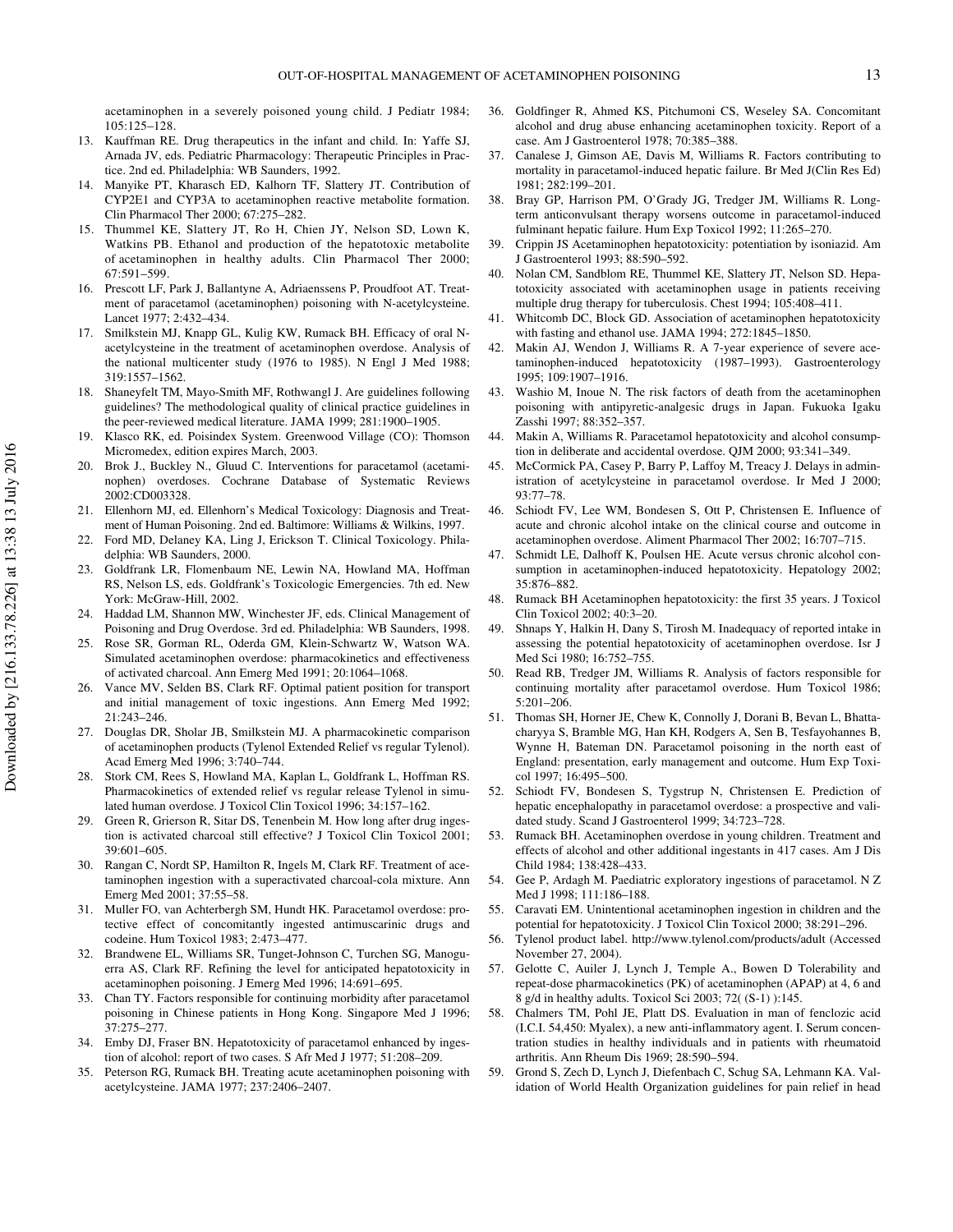acetaminophen in a severely poisoned young child. J Pediatr 1984; 105:125–128.

13. Kauffman RE. Drug therapeutics in the infant and child. In: Yaffe SJ, Arnada JV, eds. Pediatric Pharmacology: Therapeutic Principles in Practice. 2nd ed. Philadelphia: WB Saunders, 1992.
14. Manyike PT, Kharasch ED, Kalhorn TF, Slattery JT. Contribution of CYP2E1 and CYP3A to acetaminophen reactive metabolite formation. Clin Pharmacol Ther 2000; 67:275–282.
15. Thummel KE, Slattery JT, Ro H, Chien JY, Nelson SD, Lown K, Watkins PB. Ethanol and production of the hepatotoxic metabolite of acetaminophen in healthy adults. Clin Pharmacol Ther 2000; 67:591–599.
16. Prescott LF, Park J, Ballantyne A, Adriaenssens P, Proudfoot AT. Treatment of paracetamol (acetaminophen) poisoning with N-acetylcysteine. Lancet 1977; 2:432–434.
17. Smilkstein MJ, Knapp GL, Kulig KW, Rumack BH. Efficacy of oral N-acetylcysteine in the treatment of acetaminophen overdose. Analysis of the national multicenter study (1976 to 1985). N Engl J Med 1988; 319:1557–1562.
18. Shaneyfelt TM, Mayo-Smith MF, Rothwangl J. Are guidelines following guidelines? The methodological quality of clinical practice guidelines in the peer-reviewed medical literature. JAMA 1999; 281:1900–1905.
19. Klasco RK, ed. Poisindex System. Greenwood Village (CO): Thomson Micromedex, edition expires March, 2003.
20. Brok J., Buckley N., Gluud C. Interventions for paracetamol (acetaminophen) overdoses. Cochrane Database of Systematic Reviews 2002:CD003328.
21. Ellenhorn MJ, ed. Ellenhorn's Medical Toxicology: Diagnosis and Treatment of Human Poisoning. 2nd ed. Baltimore: Williams & Wilkins, 1997.
22. Ford MD, Delaney KA, Ling J, Erickson T. Clinical Toxicology. Philadelphia: WB Saunders, 2000.
23. Goldfrank LR, Flomenbaum NE, Lewin NA, Howland MA, Hoffman RS, Nelson LS, eds. Goldfrank's Toxicologic Emergencies. 7th ed. New York: McGraw-Hill, 2002.
24. Haddad LM, Shannon MW, Winchester JF, eds. Clinical Management of Poisoning and Drug Overdose. 3rd ed. Philadelphia: WB Saunders, 1998.
25. Rose SR, Gorman RL, Oderda GM, Klein-Schwartz W, Watson WA. Simulated acetaminophen overdose: pharmacokinetics and effectiveness of activated charcoal. Ann Emerg Med 1991; 20:1064–1068.
26. Vance MV, Selden BS, Clark RF. Optimal patient position for transport and initial management of toxic ingestions. Ann Emerg Med 1992; 21:243–246.
27. Douglas DR, Sholar JB, Smilkstein MJ. A pharmacokinetic comparison of acetaminophen products (Tylenol Extended Relief vs regular Tylenol). Acad Emerg Med 1996; 3:740–744.
28. Stork CM, Rees S, Howland MA, Kaplan L, Goldfrank L, Hoffman RS. Pharmacokinetics of extended relief vs regular release Tylenol in simulated human overdose. J Toxicol Clin Toxicol 1996; 34:157–162.
29. Green R, Grierson R, Sitar DS, Tenenbein M. How long after drug ingestion is activated charcoal still effective? J Toxicol Clin Toxicol 2001; 39:601–605.
30. Rangan C, Nordt SP, Hamilton R, Ingels M, Clark RF. Treatment of acetaminophen ingestion with a superactivated charcoal-cola mixture. Ann Emerg Med 2001; 37:55–58.
31. Muller FO, van Achterbergh SM, Hundt HK. Paracetamol overdose: protective effect of concomitantly ingested antimuscarinic drugs and codeine. Hum Toxicol 1983; 2:473–477.
32. Brandwene EL, Williams SR, Tunget-Johnson C, Turchen SG, Manoguerra AS, Clark RF. Refining the level for anticipated hepatotoxicity in acetaminophen poisoning. J Emerg Med 1996; 14:691–695.
33. Chan TY. Factors responsible for continuing morbidity after paracetamol poisoning in Chinese patients in Hong Kong. Singapore Med J 1996; 37:275–277.
34. Emby DJ, Fraser BN. Hepatotoxicity of paracetamol enhanced by ingestion of alcohol: report of two cases. S Afr Med J 1977; 51:208–209.
35. Peterson RG, Rumack BH. Treating acute acetaminophen poisoning with acetylcysteine. JAMA 1977; 237:2406–2407.
36. Goldfinger R, Ahmed KS, Pitchumoni CS, Weseley SA. Concomitant alcohol and drug abuse enhancing acetaminophen toxicity. Report of a case. Am J Gastroenterol 1978; 70:385–388.
37. Canalese J, Gimson AE, Davis M, Williams R. Factors contributing to mortality in paracetamol-induced hepatic failure. Br Med J(Clin Res Ed) 1981; 282:199–201.
38. Bray GP, Harrison PM, O'Grady JG, Tredger JM, Williams R. Long-term anticonvulsant therapy worsens outcome in paracetamol-induced fulminant hepatic failure. Hum Exp Toxicol 1992; 11:265–270.
39. Crippin JS Acetaminophen hepatotoxicity: potentiation by isoniazid. Am J Gastroenterol 1993; 88:590–592.
40. Nolan CM, Sandblom RE, Thummel KE, Slattery JT, Nelson SD. Hepatotoxicity associated with acetaminophen usage in patients receiving multiple drug therapy for tuberculosis. Chest 1994; 105:408–411.
41. Whitcomb DC, Block GD. Association of acetaminophen hepatotoxicity with fasting and ethanol use. JAMA 1994; 272:1845–1850.
42. Makin AJ, Wendon J, Williams R. A 7-year experience of severe acetaminophen-induced hepatotoxicity (1987–1993). Gastroenterology 1995; 109:1907–1916.
43. Washio M, Inoue N. The risk factors of death from the acetaminophen poisoning with antipyretic-analgesic drugs in Japan. Fukuoka Igaku Zasshi 1997; 88:352–357.
44. Makin A, Williams R. Paracetamol hepatotoxicity and alcohol consumption in deliberate and accidental overdose. QJM 2000; 93:341–349.
45. McCormick PA, Casey P, Barry P, Laffoy M, Treacy J. Delays in administration of acetylcysteine in paracetamol overdose. Ir Med J 2000; 93:77–78.
46. Schiodt FV, Lee WM, Bondesen S, Ott P, Christensen E. Influence of acute and chronic alcohol intake on the clinical course and outcome in acetaminophen overdose. Aliment Pharmacol Ther 2002; 16:707–715.
47. Schmidt LE, Dalhoff K, Poulsen HE. Acute versus chronic alcohol consumption in acetaminophen-induced hepatotoxicity. Hepatology 2002; 35:876–882.
48. Rumack BH Acetaminophen hepatotoxicity: the first 35 years. J Toxicol Clin Toxicol 2002; 40:3–20.
49. Shnaps Y, Halkin H, Dany S, Tirosh M. Inadequacy of reported intake in assessing the potential hepatotoxicity of acetaminophen overdose. Isr J Med Sci 1980; 16:752–755.
50. Read RB, Tredger JM, Williams R. Analysis of factors responsible for continuing mortality after paracetamol overdose. Hum Toxicol 1986; 5:201–206.
51. Thomas SH, Horner JE, Chew K, Connolly J, Dorani B, Bevan L, Bhattacharyya S, Bramble MG, Han KH, Rodgers A, Sen B, Tesfayohannes B, Wynne H, Bateman DN. Paracetamol poisoning in the north east of England: presentation, early management and outcome. Hum Exp Toxicol 1997; 16:495–500.
52. Schiodt FV, Bondesen S, Tygstrup N, Christensen E. Prediction of hepatic encephalopathy in paracetamol overdose: a prospective and validated study. Scand J Gastroenterol 1999; 34:723–728.
53. Rumack BH. Acetaminophen overdose in young children. Treatment and effects of alcohol and other additional ingestants in 417 cases. Am J Dis Child 1984; 138:428–433.
54. Gee P, Ardagh M. Paediatric exploratory ingestions of paracetamol. N Z Med J 1998; 111:186–188.
55. Caravati EM. Unintentional acetaminophen ingestion in children and the potential for hepatotoxicity. J Toxicol Clin Toxicol 2000; 38:291–296.
56. Tylenol product label. http://www.tylenol.com/products/adult (Accessed November 27, 2004).
57. Gelotte C, Auiler J, Lynch J, Temple A., Bowen D Tolerability and repeat-dose pharmacokinetics (PK) of acetaminophen (APAP) at 4, 6 and 8 g/d in healthy adults. Toxicol Sci 2003; 72( (S-1) ):145.
58. Chalmers TM, Pohl JE, Platt DS. Evaluation in man of fenclozic acid (I.C.I. 54,450: Myalex), a new anti-inflammatory agent. I. Serum concentration studies in healthy individuals and in patients with rheumatoid arthritis. Ann Rheum Dis 1969; 28:590–594.
59. Grond S, Zech D, Lynch J, Diefenbach C, Schug SA, Lehmann KA. Validation of World Health Organization guidelines for pain relief in head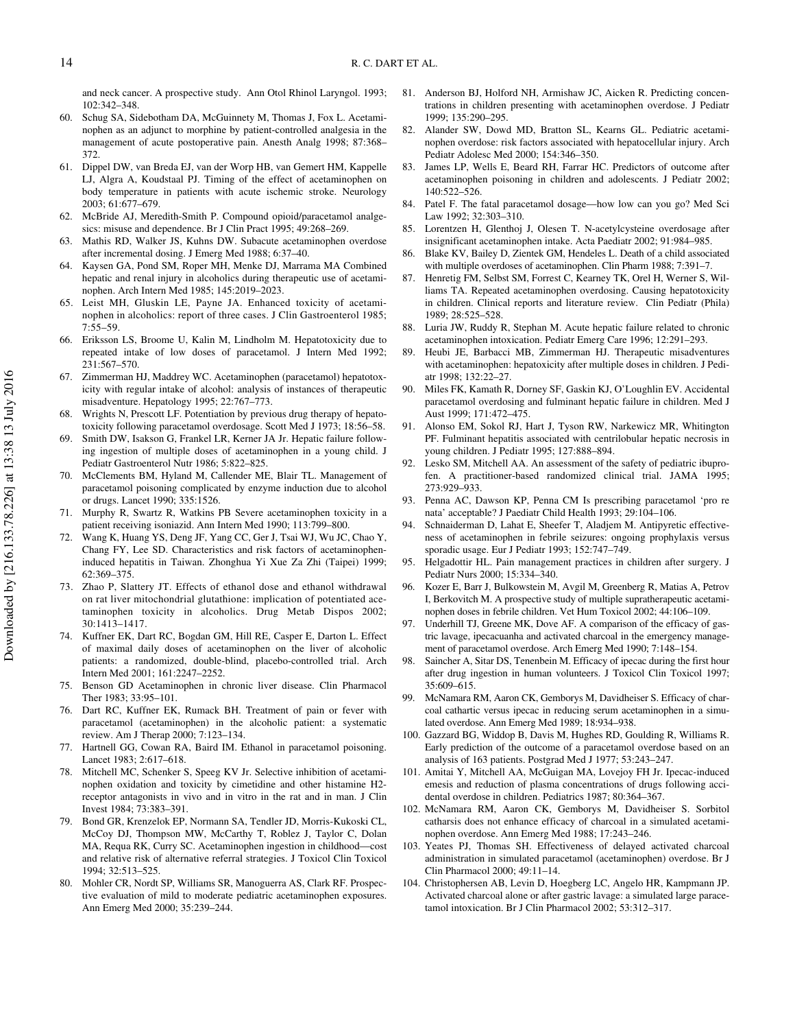and neck cancer. A prospective study. Ann Otol Rhinol Laryngol. 1993; 102:342–348.

60. Schug SA, Sidebotham DA, McGuinnety M, Thomas J, Fox L. Acetaminophen as an adjunct to morphine by patient-controlled analgesia in the management of acute postoperative pain. Anesth Analg 1998; 87:368–372.
61. Dippel DW, van Breda EJ, van der Worp HB, van Gemert HM, Kappelle LJ, Algra A, Koudstaal PJ. Timing of the effect of acetaminophen on body temperature in patients with acute ischemic stroke. Neurology 2003; 61:677–679.
62. McBride AJ, Meredith-Smith P. Compound opioid/paracetamol analgesics: misuse and dependence. Br J Clin Pract 1995; 49:268–269.
63. Mathis RD, Walker JS, Kuhns DW. Subacute acetaminophen overdose after incremental dosing. J Emerg Med 1988; 6:37–40.
64. Kaysen GA, Pond SM, Roper MH, Menke DJ, Marrama MA Combined hepatic and renal injury in alcoholics during therapeutic use of acetaminophen. Arch Intern Med 1985; 145:2019–2023.
65. Leist MH, Gluskin LE, Payne JA. Enhanced toxicity of acetaminophen in alcoholics: report of three cases. J Clin Gastroenterol 1985; 7:55–59.
66. Eriksson LS, Broome U, Kalin M, Lindholm M. Hepatotoxicity due to repeated intake of low doses of paracetamol. J Intern Med 1992; 231:567–570.
67. Zimmerman HJ, Maddrey WC. Acetaminophen (paracetamol) hepatotoxicity with regular intake of alcohol: analysis of instances of therapeutic misadventure. Hepatology 1995; 22:767–773.
68. Wrights N, Prescott LF. Potentiation by previous drug therapy of hepatotoxicity following paracetamol overdosage. Scott Med J 1973; 18:56–58.
69. Smith DW, Isakson G, Frankel LR, Kerner JA Jr. Hepatic failure following ingestion of multiple doses of acetaminophen in a young child. J Pediatr Gastroenterol Nutr 1986; 5:822–825.
70. McClements BM, Hyland M, Callender ME, Blair TL. Management of paracetamol poisoning complicated by enzyme induction due to alcohol or drugs. Lancet 1990; 335:1526.
71. Murphy R, Swartz R, Watkins PB Severe acetaminophen toxicity in a patient receiving isoniazid. Ann Intern Med 1990; 113:799–800.
72. Wang K, Huang YS, Deng JF, Yang CC, Ger J, Tsai WJ, Wu JC, Chao Y, Chang FY, Lee SD. Characteristics and risk factors of acetaminophen-induced hepatitis in Taiwan. Zhonghua Yi Xue Za Zhi (Taipei) 1999; 62:369–375.
73. Zhao P, Slattery JT. Effects of ethanol dose and ethanol withdrawal on rat liver mitochondrial glutathione: implication of potentiated acetaminophen toxicity in alcoholics. Drug Metab Dispos 2002; 30:1413–1417.
74. Kuffner EK, Dart RC, Bogdan GM, Hill RE, Casper E, Darton L. Effect of maximal daily doses of acetaminophen on the liver of alcoholic patients: a randomized, double-blind, placebo-controlled trial. Arch Intern Med 2001; 161:2247–2252.
75. Benson GD Acetaminophen in chronic liver disease. Clin Pharmacol Ther 1983; 33:95–101.
76. Dart RC, Kuffner EK, Rumack BH. Treatment of pain or fever with paracetamol (acetaminophen) in the alcoholic patient: a systematic review. Am J Therap 2000; 7:123–134.
77. Hartnell GG, Cowan RA, Baird IM. Ethanol in paracetamol poisoning. Lancet 1983; 2:617–618.
78. Mitchell MC, Schenker S, Speeg KV Jr. Selective inhibition of acetaminophen oxidation and toxicity by cimetidine and other histamine H2-receptor antagonists in vivo and in vitro in the rat and in man. J Clin Invest 1984; 73:383–391.
79. Bond GR, Krenzelok EP, Normann SA, Tendler JD, Morris-Kukoski CL, McCoy DJ, Thompson MW, McCarthy T, Roblez J, Taylor C, Dolan MA, Requa RK, Curry SC. Acetaminophen ingestion in childhood—cost and relative risk of alternative referral strategies. J Toxicol Clin Toxicol 1994; 32:513–525.
80. Mohler CR, Nordt SP, Williams SR, Manoguerra AS, Clark RF. Prospective evaluation of mild to moderate pediatric acetaminophen exposures. Ann Emerg Med 2000; 35:239–244.
81. Anderson BJ, Holford NH, Armishaw JC, Aicken R. Predicting concentrations in children presenting with acetaminophen overdose. J Pediatr 1999; 135:290–295.
82. Alander SW, Dowd MD, Bratton SL, Kearns GL. Pediatric acetaminophen overdose: risk factors associated with hepatocellular injury. Arch Pediatr Adolesc Med 2000; 154:346–350.
83. James LP, Wells E, Beard RH, Farrar HC. Predictors of outcome after acetaminophen poisoning in children and adolescents. J Pediatr 2002; 140:522–526.
84. Patel F. The fatal paracetamol dosage—how low can you go? Med Sci Law 1992; 32:303–310.
85. Lorentzen H, Glenthoj J, Olesen T. N-acetylcysteine overdosage after insignificant acetaminophen intake. Acta Paediatr 2002; 91:984–985.
86. Blake KV, Bailey D, Zientek GM, Hendeles L. Death of a child associated with multiple overdoses of acetaminophen. Clin Pharm 1988; 7:391–7.
87. Henretig FM, Selbst SM, Forrest C, Kearney TK, Orel H, Werner S, Williams TA. Repeated acetaminophen overdosing. Causing hepatotoxicity in children. Clinical reports and literature review. Clin Pediatr (Phila) 1989; 28:525–528.
88. Luria JW, Ruddy R, Stephan M. Acute hepatic failure related to chronic acetaminophen intoxication. Pediatr Emerg Care 1996; 12:291–293.
89. Heubi JE, Barbacci MB, Zimmerman HJ. Therapeutic misadventures with acetaminophen: hepatoxicity after multiple doses in children. J Pediatr 1998; 132:22–27.
90. Miles FK, Kamath R, Dorney SF, Gaskin KJ, O'Loughlin EV. Accidental paracetamol overdosing and fulminant hepatic failure in children. Med J Aust 1999; 171:472–475.
91. Alonso EM, Sokol RJ, Hart J, Tyson RW, Narkewicz MR, Whitington PF. Fulminant hepatitis associated with centrilobular hepatic necrosis in young children. J Pediatr 1995; 127:888–894.
92. Lesko SM, Mitchell AA. An assessment of the safety of pediatric ibuprofen. A practitioner-based randomized clinical trial. JAMA 1995; 273:929–933.
93. Penna AC, Dawson KP, Penna CM Is prescribing paracetamol 'pro re nata' acceptable? J Paediatr Child Health 1993; 29:104–106.
94. Schnaiderman D, Lahat E, Sheefer T, Aladjem M. Antipyretic effectiveness of acetaminophen in febrile seizures: ongoing prophylaxis versus sporadic usage. Eur J Pediatr 1993; 152:747–749.
95. Helgadottir HL. Pain management practices in children after surgery. J Pediatr Nurs 2000; 15:334–340.
96. Kozer E, Barr J, Bulkowstein M, Avgil M, Greenberg R, Matias A, Petrov I, Berkovitch M. A prospective study of multiple supratherapeutic acetaminophen doses in febrile children. Vet Hum Toxicol 2002; 44:106–109.
97. Underhill TJ, Greene MK, Dove AF. A comparison of the efficacy of gastric lavage, ipecacuanha and activated charcoal in the emergency management of paracetamol overdose. Arch Emerg Med 1990; 7:148–154.
98. Saincher A, Sitar DS, Tenenbein M. Efficacy of ipecac during the first hour after drug ingestion in human volunteers. J Toxicol Clin Toxicol 1997; 35:609–615.
99. McNamara RM, Aaron CK, Gemborys M, Davidheiser S. Efficacy of charcoal cathartic versus ipecac in reducing serum acetaminophen in a simulated overdose. Ann Emerg Med 1989; 18:934–938.
100. Gazzard BG, Widdop B, Davis M, Hughes RD, Goulding R, Williams R. Early prediction of the outcome of a paracetamol overdose based on an analysis of 163 patients. Postgrad Med J 1977; 53:243–247.
101. Amitai Y, Mitchell AA, McGuigan MA, Lovejoy FH Jr. Ipecac-induced emesis and reduction of plasma concentrations of drugs following accidental overdose in children. Pediatrics 1987; 80:364–367.
102. McNamara RM, Aaron CK, Gemborys M, Davidheiser S. Sorbitol catharsis does not enhance efficacy of charcoal in a simulated acetaminophen overdose. Ann Emerg Med 1988; 17:243–246.
103. Yeates PJ, Thomas SH. Effectiveness of delayed activated charcoal administration in simulated paracetamol (acetaminophen) overdose. Br J Clin Pharmacol 2000; 49:11–14.
104. Christophersen AB, Levin D, Hoegberg LC, Angelo HR, Kampmann JP. Activated charcoal alone or after gastric lavage: a simulated large paracetamol intoxication. Br J Clin Pharmacol 2002; 53:312–317.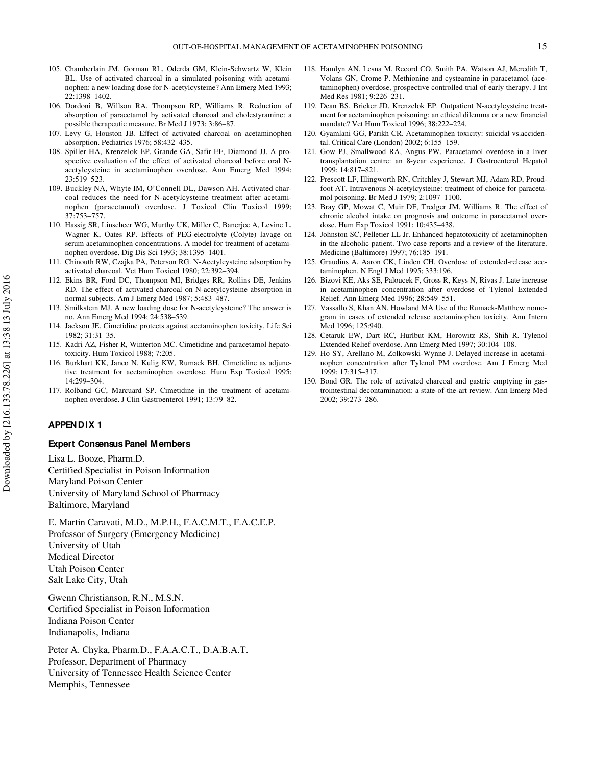105. Chamberlain JM, Gorman RL, Oderda GM, Klein-Schwartz W, Klein BL. Use of activated charcoal in a simulated poisoning with acetaminophen: a new loading dose for N-acetylcysteine? Ann Emerg Med 1993; 22:1398–1402.
106. Dordoni B, Willson RA, Thompson RP, Williams R. Reduction of absorption of paracetamol by activated charcoal and cholestyramine: a possible therapeutic measure. Br Med J 1973; 3:86–87.
107. Levy G, Houston JB. Effect of activated charcoal on acetaminophen absorption. Pediatrics 1976; 58:432–435.
108. Spiller HA, Krenzelok EP, Grande GA, Safir EF, Diamond JJ. A prospective evaluation of the effect of activated charcoal before oral N-acetylcysteine in acetaminophen overdose. Ann Emerg Med 1994; 23:519–523.
109. Buckley NA, Whyte IM, O'Connell DL, Dawson AH. Activated charcoal reduces the need for N-acetylcysteine treatment after acetaminophen (paracetamol) overdose. J Toxicol Clin Toxicol 1999; 37:753–757.
110. Hassig SR, Linscheer WG, Murthy UK, Miller C, Banerjee A, Levine L, Wagner K, Oates RP. Effects of PEG-electrolyte (Colyte) lavage on serum acetaminophen concentrations. A model for treatment of acetaminophen overdose. Dig Dis Sci 1993; 38:1395–1401.
111. Chinouth RW, Czajka PA, Peterson RG. N-Acetylcysteine adsorption by activated charcoal. Vet Hum Toxicol 1980; 22:392–394.
112. Ekins BR, Ford DC, Thompson MI, Bridges RR, Rollins DE, Jenkins RD. The effect of activated charcoal on N-acetylcysteine absorption in normal subjects. Am J Emerg Med 1987; 5:483–487.
113. Smilkstein MJ. A new loading dose for N-acetylcysteine? The answer is no. Ann Emerg Med 1994; 24:538–539.
114. Jackson JE. Cimetidine protects against acetaminophen toxicity. Life Sci 1982; 31:31–35.
115. Kadri AZ, Fisher R, Winterton MC. Cimetidine and paracetamol hepatotoxicity. Hum Toxicol 1988; 7:205.
116. Burkhart KK, Janco N, Kulig KW, Rumack BH. Cimetidine as adjunctive treatment for acetaminophen overdose. Hum Exp Toxicol 1995; 14:299–304.
117. Rolband GC, Marcuard SP. Cimetidine in the treatment of acetaminophen overdose. J Clin Gastroenterol 1991; 13:79–82.
118. Hamlyn AN, Lesna M, Record CO, Smith PA, Watson AJ, Meredith T, Volans GN, Crome P. Methionine and cysteamine in paracetamol (acetaminophen) overdose, prospective controlled trial of early therapy. J Int Med Res 1981; 9:226–231.
119. Dean BS, Bricker JD, Krenzelok EP. Outpatient N-acetylcysteine treatment for acetaminophen poisoning: an ethical dilemma or a new financial mandate? Vet Hum Toxicol 1996; 38:222–224.
120. Gyamlani GG, Parikh CR. Acetaminophen toxicity: suicidal vs.accidental. Critical Care (London) 2002; 6:155–159.
121. Gow PJ, Smallwood RA, Angus PW. Paracetamol overdose in a liver transplantation centre: an 8-year experience. J Gastroenterol Hepatol 1999; 14:817–821.
122. Prescott LF, Illingworth RN, Critchley J, Stewart MJ, Adam RD, Proudfoot AT. Intravenous N-acetylcysteine: treatment of choice for paracetamol poisoning. Br Med J 1979; 2:1097–1100.
123. Bray GP, Mowat C, Muir DF, Tredger JM, Williams R. The effect of chronic alcohol intake on prognosis and outcome in paracetamol overdose. Hum Exp Toxicol 1991; 10:435–438.
124. Johnston SC, Pelletier LL Jr. Enhanced hepatotoxicity of acetaminophen in the alcoholic patient. Two case reports and a review of the literature. Medicine (Baltimore) 1997; 76:185–191.
125. Graudins A, Aaron CK, Linden CH. Overdose of extended-release acetaminophen. N Engl J Med 1995; 333:196.
126. Bizovi KE, Aks SE, Paloucek F, Gross R, Keys N, Rivas J. Late increase in acetaminophen concentration after overdose of Tylenol Extended Relief. Ann Emerg Med 1996; 28:549–551.
127. Vassallo S, Khan AN, Howland MA Use of the Rumack-Matthew nomogram in cases of extended release acetaminophen toxicity. Ann Intern Med 1996; 125:940.
128. Cetaruk EW, Dart RC, Hurlbut KM, Horowitz RS, Shih R. Tylenol Extended Relief overdose. Ann Emerg Med 1997; 30:104–108.
129. Ho SY, Arellano M, Zolkowski-Wynne J. Delayed increase in acetaminophen concentration after Tylenol PM overdose. Am J Emerg Med 1999; 17:315–317.
130. Bond GR. The role of activated charcoal and gastric emptying in gastrointestinal decontamination: a state-of-the-art review. Ann Emerg Med 2002; 39:273–286.

## APPENDIX 1

### Expert Consensus Panel Members

Lisa L. Booze, Pharm.D.
Certified Specialist in Poison Information
Maryland Poison Center
University of Maryland School of Pharmacy
Baltimore, Maryland

E. Martin Caravati, M.D., M.P.H., F.A.C.M.T., F.A.C.E.P.
Professor of Surgery (Emergency Medicine)
University of Utah
Medical Director
Utah Poison Center
Salt Lake City, Utah

Gwenn Christianson, R.N., M.S.N.
Certified Specialist in Poison Information
Indiana Poison Center
Indianapolis, Indiana

Peter A. Chyka, Pharm.D., F.A.A.C.T., D.A.B.A.T.
Professor, Department of Pharmacy
University of Tennessee Health Science Center
Memphis, Tennessee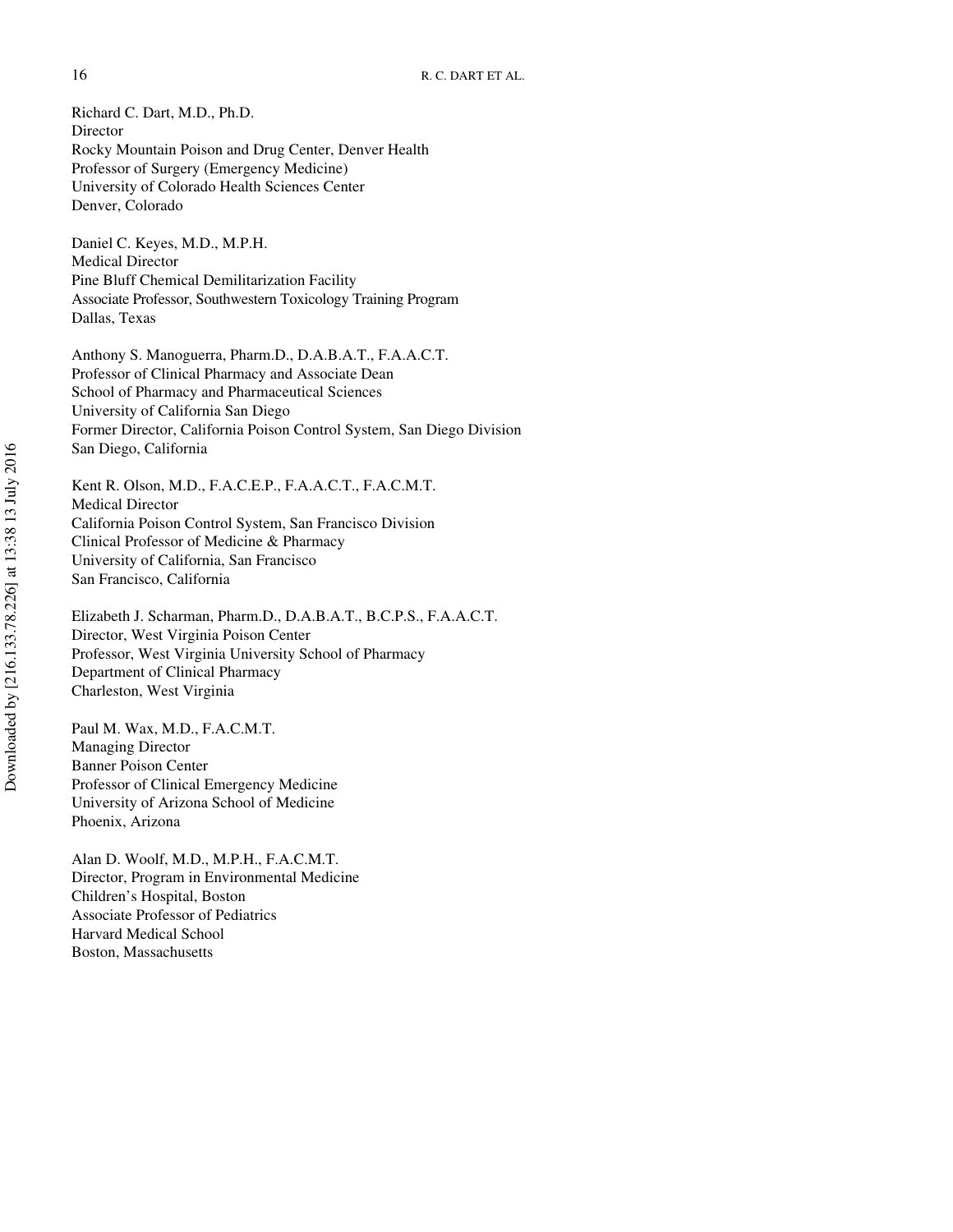Richard C. Dart, M.D., Ph.D.
Director
Rocky Mountain Poison and Drug Center, Denver Health
Professor of Surgery (Emergency Medicine)
University of Colorado Health Sciences Center
Denver, Colorado

Daniel C. Keyes, M.D., M.P.H.
Medical Director
Pine Bluff Chemical Demilitarization Facility
Associate Professor, Southwestern Toxicology Training Program
Dallas, Texas

Anthony S. Manoguerra, Pharm.D., D.A.B.A.T., F.A.A.C.T.
Professor of Clinical Pharmacy and Associate Dean
School of Pharmacy and Pharmaceutical Sciences
University of California San Diego
Former Director, California Poison Control System, San Diego Division
San Diego, California

Kent R. Olson, M.D., F.A.C.E.P., F.A.A.C.T., F.A.C.M.T.
Medical Director
California Poison Control System, San Francisco Division
Clinical Professor of Medicine & Pharmacy
University of California, San Francisco
San Francisco, California

Elizabeth J. Scharman, Pharm.D., D.A.B.A.T., B.C.P.S., F.A.A.C.T.
Director, West Virginia Poison Center
Professor, West Virginia University School of Pharmacy
Department of Clinical Pharmacy
Charleston, West Virginia

Paul M. Wax, M.D., F.A.C.M.T.
Managing Director
Banner Poison Center
Professor of Clinical Emergency Medicine
University of Arizona School of Medicine
Phoenix, Arizona

Alan D. Woolf, M.D., M.P.H., F.A.C.M.T.
Director, Program in Environmental Medicine
Children's Hospital, Boston
Associate Professor of Pediatrics
Harvard Medical School
Boston, Massachusetts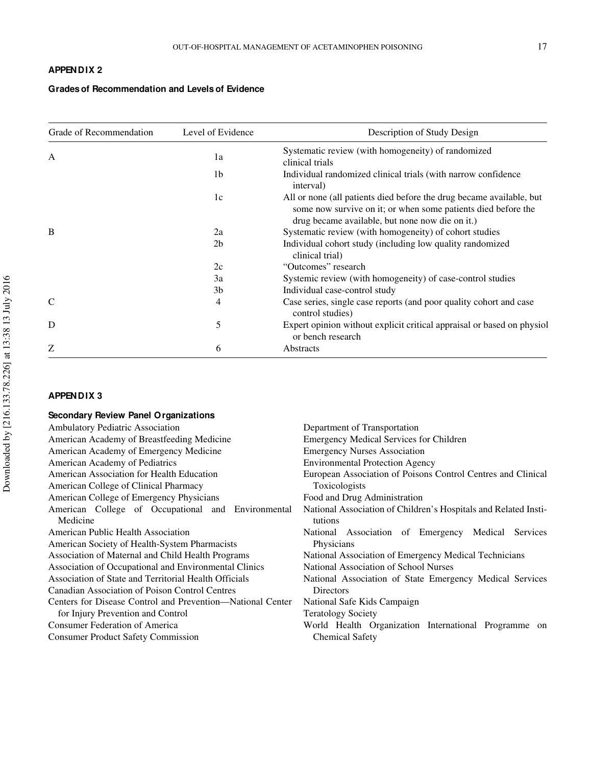## APPENDIX 2

### Grades of Recommendation and Levels of Evidence

| Grade of Recommendation | Level of Evidence | Description of Study Design |
|---|---|---|
| A | 1a | Systematic review (with homogeneity) of randomized clinical trials |
| | 1b | Individual randomized clinical trials (with narrow confidence interval) |
| | 1c | All or none (all patients died before the drug became available, but some now survive on it; or when some patients died before the drug became available, but none now die on it.) |
| B | 2a | Systematic review (with homogeneity) of cohort studies |
| | 2b | Individual cohort study (including low quality randomized clinical trial) |
| | 2c | "Outcomes" research |
| | 3a | Systemic review (with homogeneity) of case-control studies |
| | 3b | Individual case-control study |
| C | 4 | Case series, single case reports (and poor quality cohort and case control studies) |
| D | 5 | Expert opinion without explicit critical appraisal or based on physiol or bench research |
| Z | 6 | Abstracts |

## APPENDIX 3

### Secondary Review Panel Organizations

Ambulatory Pediatric Association
American Academy of Breastfeeding Medicine
American Academy of Emergency Medicine
American Academy of Pediatrics
American Association for Health Education
American College of Clinical Pharmacy
American College of Emergency Physicians
American College of Occupational and Environmental Medicine
American Public Health Association
American Society of Health-System Pharmacists
Association of Maternal and Child Health Programs
Association of Occupational and Environmental Clinics
Association of State and Territorial Health Officials
Canadian Association of Poison Control Centres
Centers for Disease Control and Prevention—National Center for Injury Prevention and Control
Consumer Federation of America
Consumer Product Safety Commission
Department of Transportation
Emergency Medical Services for Children
Emergency Nurses Association
Environmental Protection Agency
European Association of Poisons Control Centres and Clinical Toxicologists
Food and Drug Administration
National Association of Children's Hospitals and Related Institutions
National Association of Emergency Medical Services Physicians
National Association of Emergency Medical Technicians
National Association of School Nurses
National Association of State Emergency Medical Services Directors
National Safe Kids Campaign
Teratology Society
World Health Organization International Programme on Chemical Safety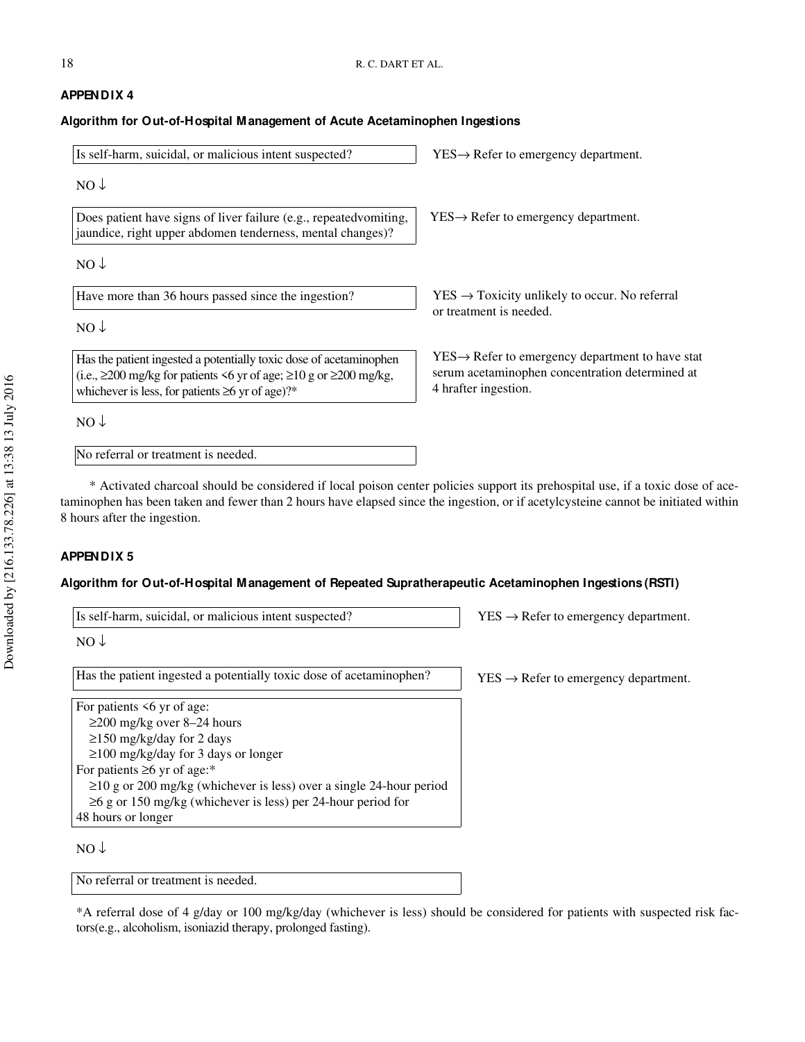## APPENDIX 4

### Algorithm for Out-of-Hospital Management of Acute Acetaminophen Ingestions

Is self-harm, suicidal, or malicious intent suspected? — YES→ Refer to emergency department.

NO ↓

Does patient have signs of liver failure (e.g., repeatedvomiting, jaundice, right upper abdomen tenderness, mental changes)? — YES→ Refer to emergency department.

NO ↓

Have more than 36 hours passed since the ingestion? — YES → Toxicity unlikely to occur. No referral or treatment is needed.

NO ↓

Has the patient ingested a potentially toxic dose of acetaminophen (i.e., ≥200 mg/kg for patients <6 yr of age; ≥10 g or ≥200 mg/kg, whichever is less, for patients ≥6 yr of age)?* — YES→ Refer to emergency department to have stat serum acetaminophen concentration determined at 4 hrafter ingestion.

NO ↓

No referral or treatment is needed.

\* Activated charcoal should be considered if local poison center policies support its prehospital use, if a toxic dose of acetaminophen has been taken and fewer than 2 hours have elapsed since the ingestion, or if acetylcysteine cannot be initiated within 8 hours after the ingestion.

## APPENDIX 5

### Algorithm for Out-of-Hospital Management of Repeated Supratherapeutic Acetaminophen Ingestions (RSTI)

Is self-harm, suicidal, or malicious intent suspected? — YES → Refer to emergency department.

NO ↓

Has the patient ingested a potentially toxic dose of acetaminophen? — YES → Refer to emergency department.

For patients <6 yr of age:
- ≥200 mg/kg over 8–24 hours
- ≥150 mg/kg/day for 2 days
- ≥100 mg/kg/day for 3 days or longer

For patients ≥6 yr of age:*
- ≥10 g or 200 mg/kg (whichever is less) over a single 24-hour period
- ≥6 g or 150 mg/kg (whichever is less) per 24-hour period for 48 hours or longer

NO ↓

No referral or treatment is needed.

*A referral dose of 4 g/day or 100 mg/kg/day (whichever is less) should be considered for patients with suspected risk factors(e.g., alcoholism, isoniazid therapy, prolonged fasting).